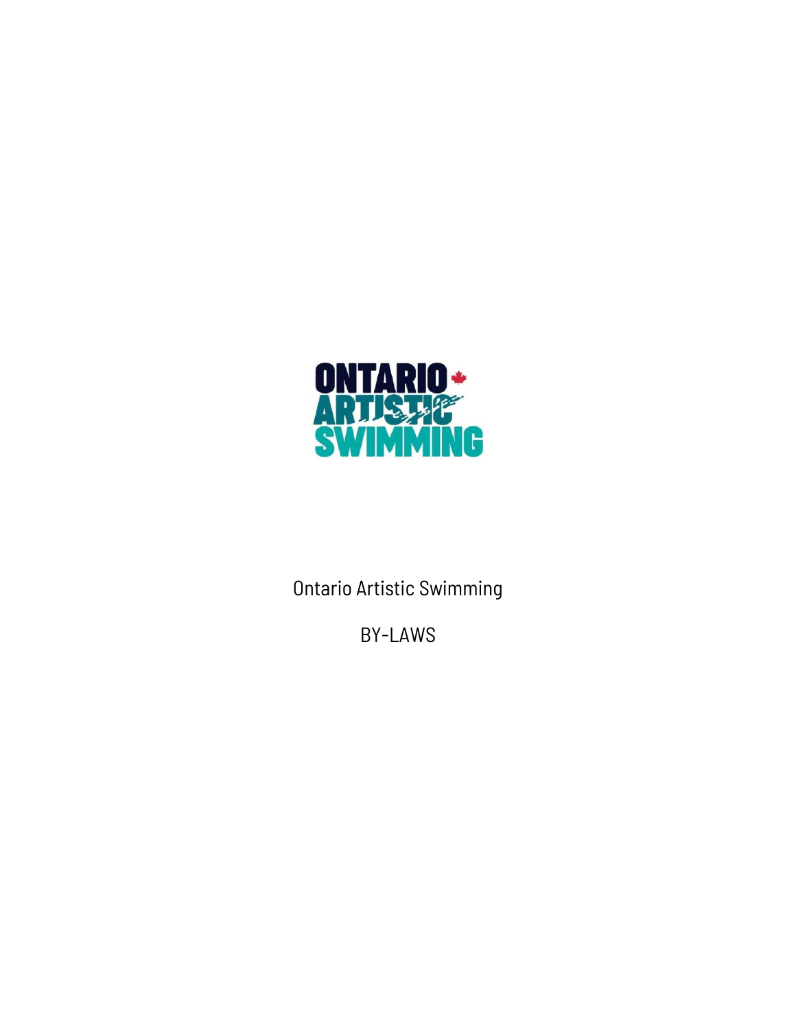Ontario Artistic Swimming

BY-LAWS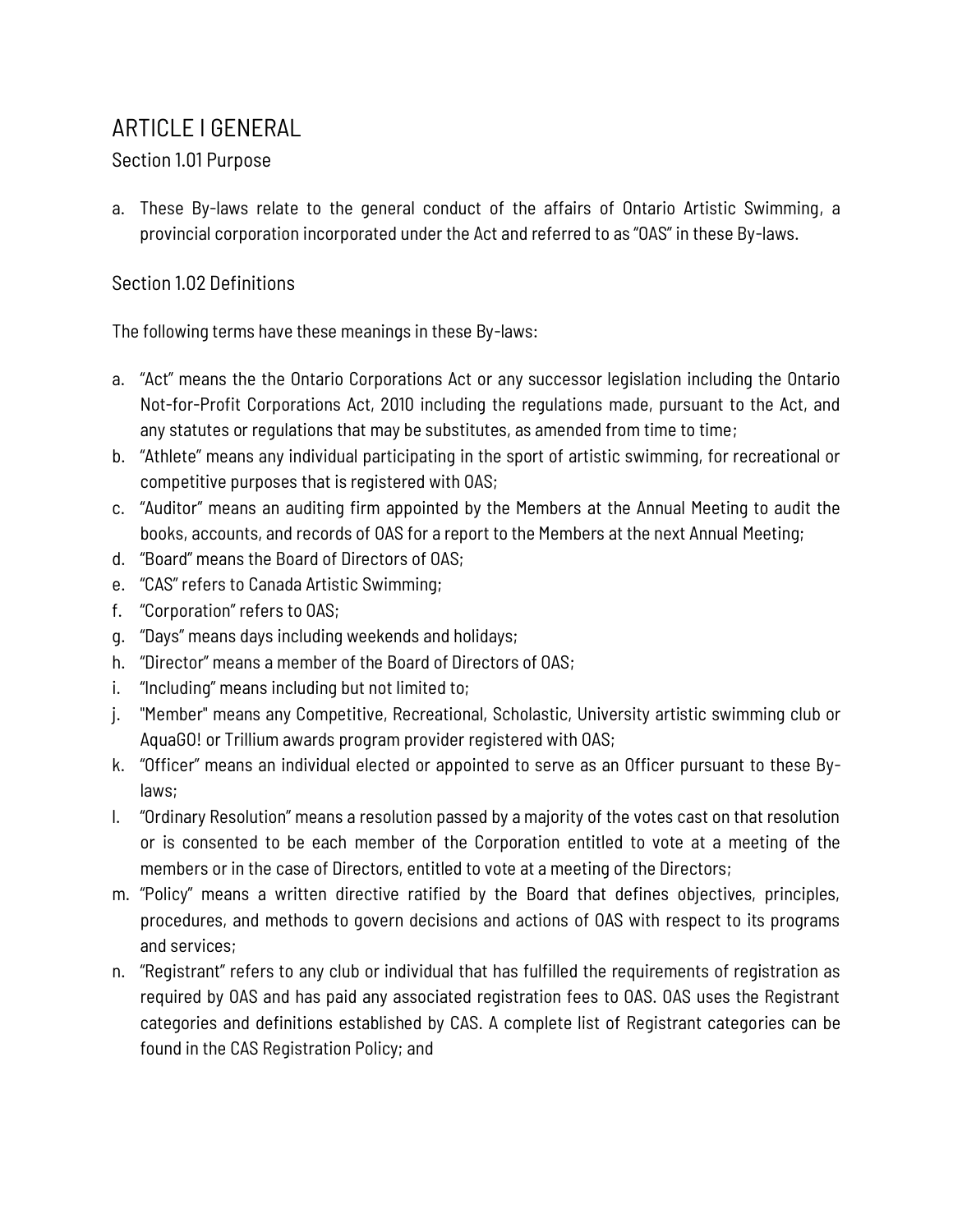# ARTICLE I GENERAL

## Section 1.01 Purpose

a. These By-laws relate to the general conduct of the affairs of Ontario Artistic Swimming, a provincial corporation incorporated under the Act and referred to as "OAS" in these By-laws.

## Section 1.02 Definitions

The following terms have these meanings in these By-laws:

a. "Act" means the the Ontario Corporations Act or any successor legislation including the Ontario Not-for-Profit Corporations Act, 2010 including the regulations made, pursuant to the Act, and any statutes or regulations that may be substitutes, as amended from time to time;
b. "Athlete" means any individual participating in the sport of artistic swimming, for recreational or competitive purposes that is registered with OAS;
c. "Auditor" means an auditing firm appointed by the Members at the Annual Meeting to audit the books, accounts, and records of OAS for a report to the Members at the next Annual Meeting;
d. "Board" means the Board of Directors of OAS;
e. "CAS" refers to Canada Artistic Swimming;
f. "Corporation" refers to OAS;
g. "Days" means days including weekends and holidays;
h. "Director" means a member of the Board of Directors of OAS;
i. "Including" means including but not limited to;
j. "Member" means any Competitive, Recreational, Scholastic, University artistic swimming club or AquaGO! or Trillium awards program provider registered with OAS;
k. "Officer" means an individual elected or appointed to serve as an Officer pursuant to these By-laws;
l. "Ordinary Resolution" means a resolution passed by a majority of the votes cast on that resolution or is consented to be each member of the Corporation entitled to vote at a meeting of the members or in the case of Directors, entitled to vote at a meeting of the Directors;
m. "Policy" means a written directive ratified by the Board that defines objectives, principles, procedures, and methods to govern decisions and actions of OAS with respect to its programs and services;
n. "Registrant" refers to any club or individual that has fulfilled the requirements of registration as required by OAS and has paid any associated registration fees to OAS. OAS uses the Registrant categories and definitions established by CAS. A complete list of Registrant categories can be found in the CAS Registration Policy; and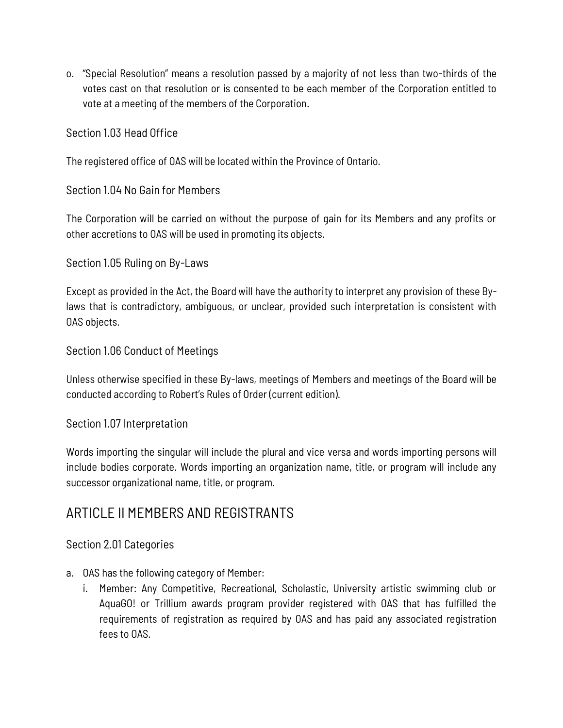o. "Special Resolution" means a resolution passed by a majority of not less than two-thirds of the votes cast on that resolution or is consented to be each member of the Corporation entitled to vote at a meeting of the members of the Corporation.

### Section 1.03 Head Office

The registered office of OAS will be located within the Province of Ontario.

### Section 1.04 No Gain for Members

The Corporation will be carried on without the purpose of gain for its Members and any profits or other accretions to OAS will be used in promoting its objects.

### Section 1.05 Ruling on By-Laws

Except as provided in the Act, the Board will have the authority to interpret any provision of these By-laws that is contradictory, ambiguous, or unclear, provided such interpretation is consistent with OAS objects.

### Section 1.06 Conduct of Meetings

Unless otherwise specified in these By-laws, meetings of Members and meetings of the Board will be conducted according to Robert's Rules of Order (current edition).

### Section 1.07 Interpretation

Words importing the singular will include the plural and vice versa and words importing persons will include bodies corporate. Words importing an organization name, title, or program will include any successor organizational name, title, or program.

## ARTICLE II MEMBERS AND REGISTRANTS

### Section 2.01 Categories

a. OAS has the following category of Member:
   i. Member: Any Competitive, Recreational, Scholastic, University artistic swimming club or AquaGO! or Trillium awards program provider registered with OAS that has fulfilled the requirements of registration as required by OAS and has paid any associated registration fees to OAS.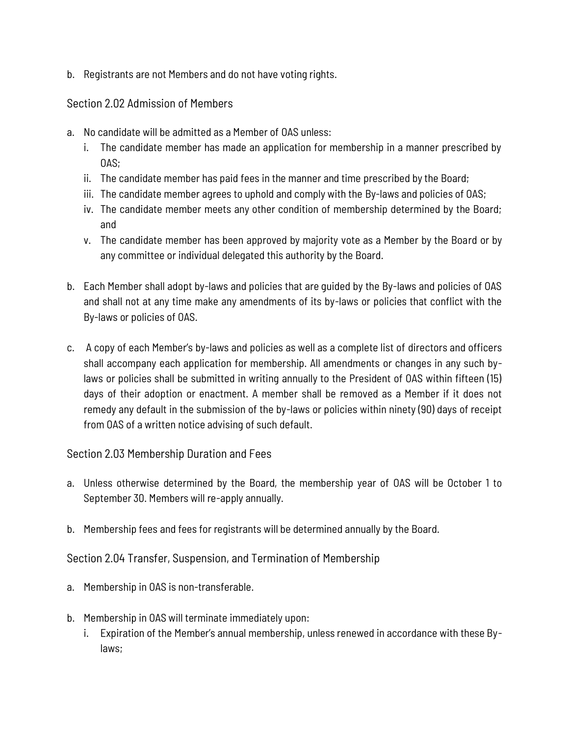b. Registrants are not Members and do not have voting rights.

### Section 2.02 Admission of Members

a. No candidate will be admitted as a Member of OAS unless:
   i. The candidate member has made an application for membership in a manner prescribed by OAS;
   ii. The candidate member has paid fees in the manner and time prescribed by the Board;
   iii. The candidate member agrees to uphold and comply with the By-laws and policies of OAS;
   iv. The candidate member meets any other condition of membership determined by the Board; and
   v. The candidate member has been approved by majority vote as a Member by the Board or by any committee or individual delegated this authority by the Board.

b. Each Member shall adopt by-laws and policies that are guided by the By-laws and policies of OAS and shall not at any time make any amendments of its by-laws or policies that conflict with the By-laws or policies of OAS.

c. A copy of each Member's by-laws and policies as well as a complete list of directors and officers shall accompany each application for membership. All amendments or changes in any such by-laws or policies shall be submitted in writing annually to the President of OAS within fifteen (15) days of their adoption or enactment. A member shall be removed as a Member if it does not remedy any default in the submission of the by-laws or policies within ninety (90) days of receipt from OAS of a written notice advising of such default.

### Section 2.03 Membership Duration and Fees

a. Unless otherwise determined by the Board, the membership year of OAS will be October 1 to September 30. Members will re-apply annually.

b. Membership fees and fees for registrants will be determined annually by the Board.

### Section 2.04 Transfer, Suspension, and Termination of Membership

a. Membership in OAS is non-transferable.

b. Membership in OAS will terminate immediately upon:
   i. Expiration of the Member's annual membership, unless renewed in accordance with these By-laws;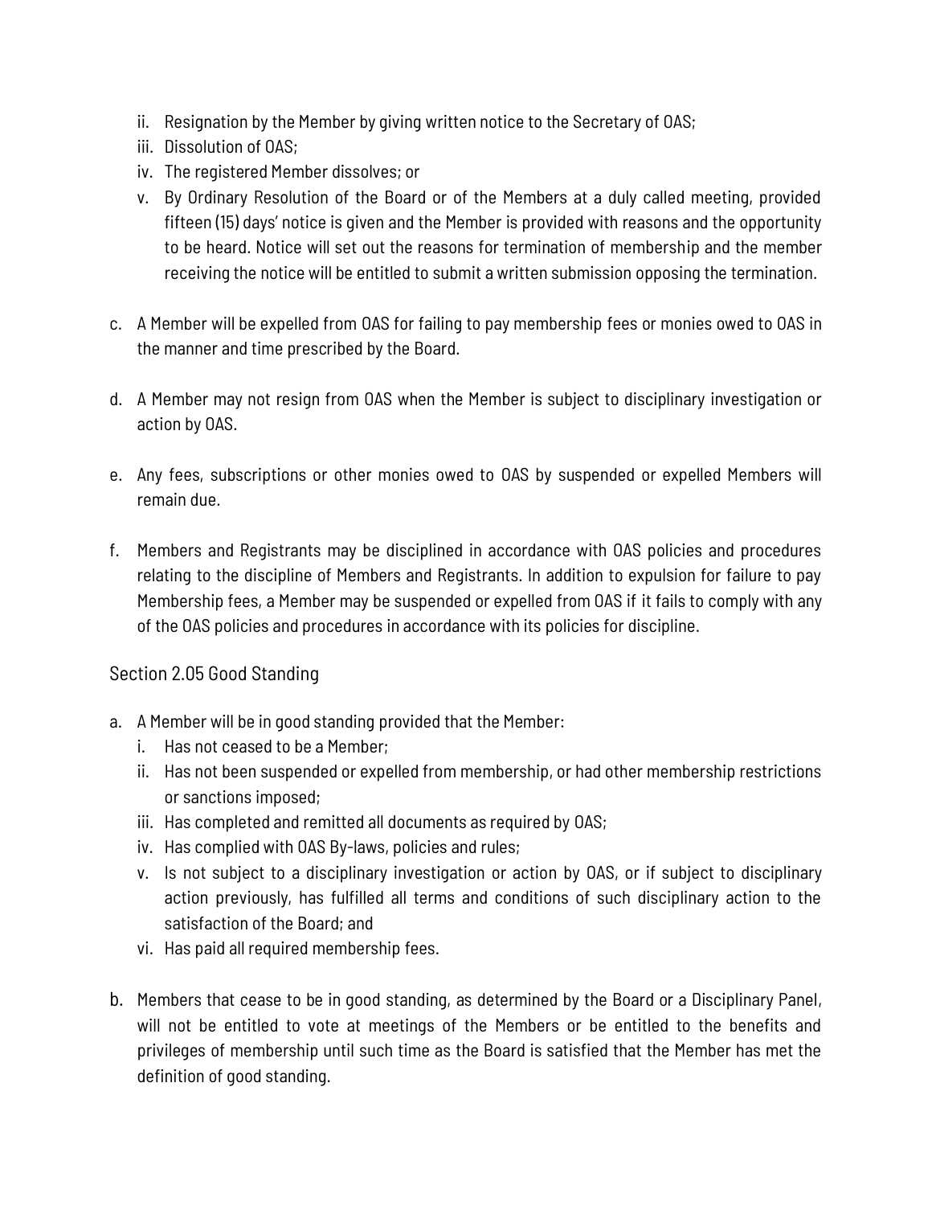ii. Resignation by the Member by giving written notice to the Secretary of OAS;
   iii. Dissolution of OAS;
   iv. The registered Member dissolves; or
   v. By Ordinary Resolution of the Board or of the Members at a duly called meeting, provided fifteen (15) days' notice is given and the Member is provided with reasons and the opportunity to be heard. Notice will set out the reasons for termination of membership and the member receiving the notice will be entitled to submit a written submission opposing the termination.

c. A Member will be expelled from OAS for failing to pay membership fees or monies owed to OAS in the manner and time prescribed by the Board.

d. A Member may not resign from OAS when the Member is subject to disciplinary investigation or action by OAS.

e. Any fees, subscriptions or other monies owed to OAS by suspended or expelled Members will remain due.

f. Members and Registrants may be disciplined in accordance with OAS policies and procedures relating to the discipline of Members and Registrants. In addition to expulsion for failure to pay Membership fees, a Member may be suspended or expelled from OAS if it fails to comply with any of the OAS policies and procedures in accordance with its policies for discipline.

### Section 2.05 Good Standing

a. A Member will be in good standing provided that the Member:
   i. Has not ceased to be a Member;
   ii. Has not been suspended or expelled from membership, or had other membership restrictions or sanctions imposed;
   iii. Has completed and remitted all documents as required by OAS;
   iv. Has complied with OAS By-laws, policies and rules;
   v. Is not subject to a disciplinary investigation or action by OAS, or if subject to disciplinary action previously, has fulfilled all terms and conditions of such disciplinary action to the satisfaction of the Board; and
   vi. Has paid all required membership fees.

b. Members that cease to be in good standing, as determined by the Board or a Disciplinary Panel, will not be entitled to vote at meetings of the Members or be entitled to the benefits and privileges of membership until such time as the Board is satisfied that the Member has met the definition of good standing.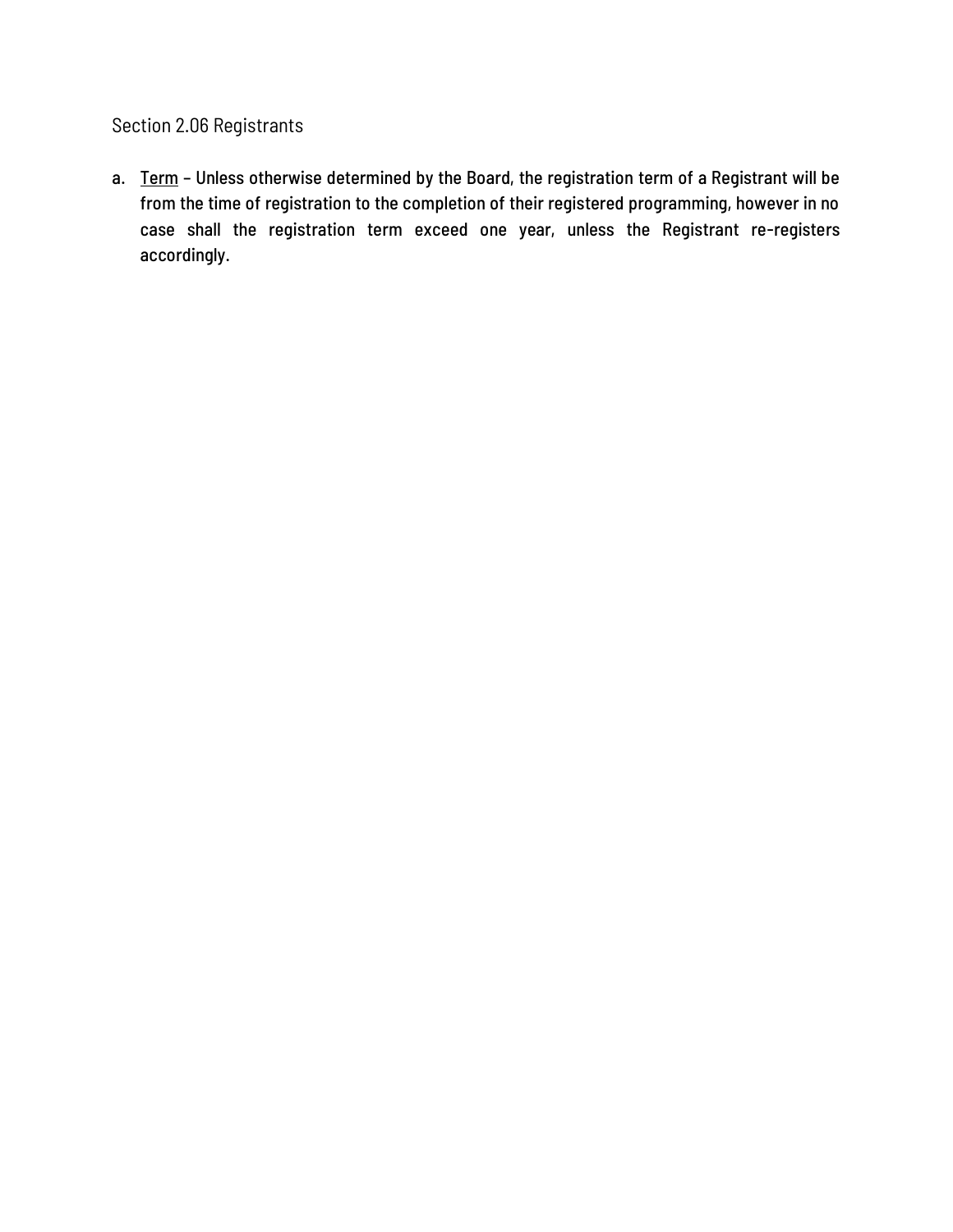## Section 2.06 Registrants

a. <u>Term</u> – Unless otherwise determined by the Board, the registration term of a Registrant will be from the time of registration to the completion of their registered programming, however in no case shall the registration term exceed one year, unless the Registrant re-registers accordingly.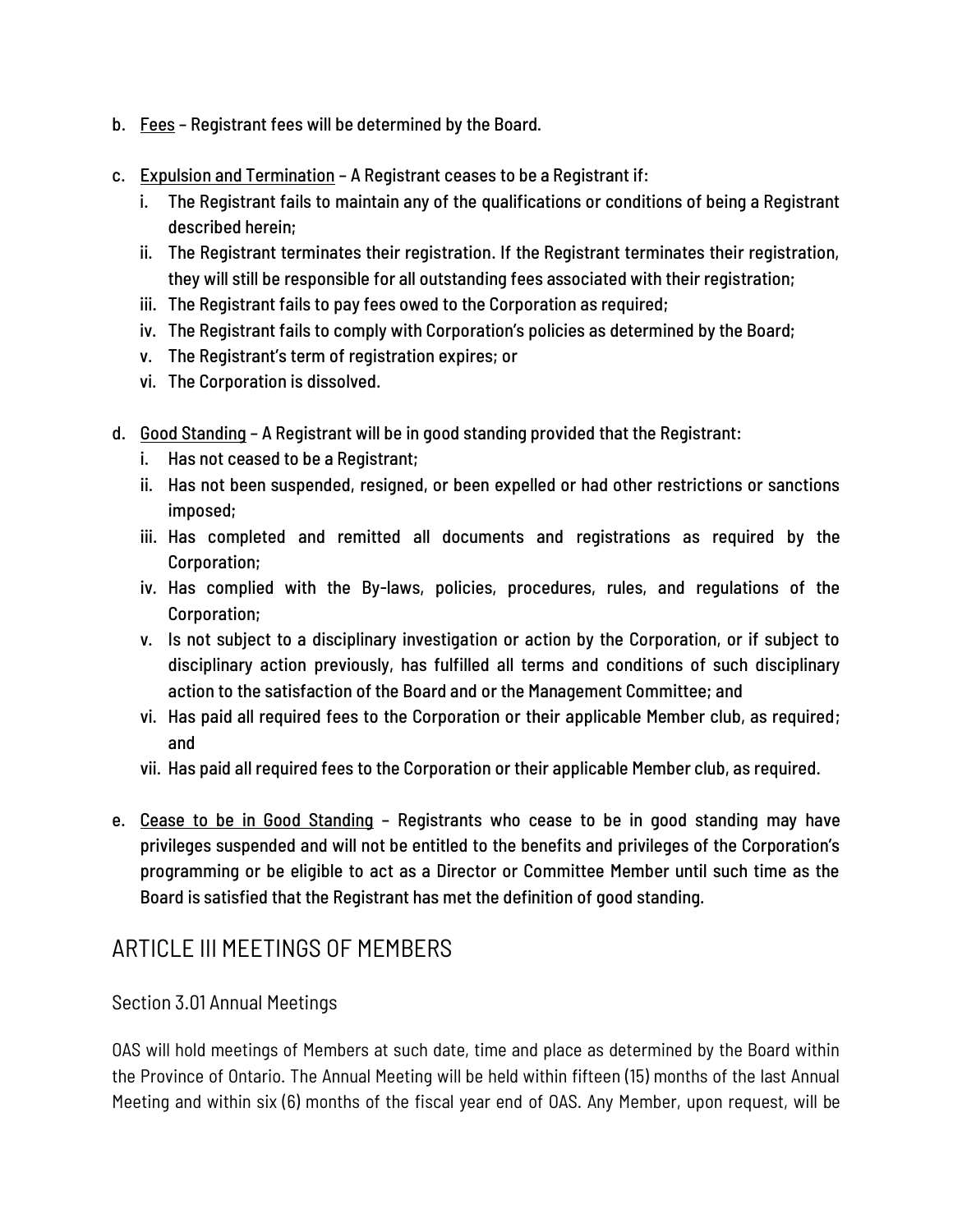b. <u>Fees</u> – Registrant fees will be determined by the Board.

c. <u>Expulsion and Termination</u> – A Registrant ceases to be a Registrant if:
   i. The Registrant fails to maintain any of the qualifications or conditions of being a Registrant described herein;
   ii. The Registrant terminates their registration. If the Registrant terminates their registration, they will still be responsible for all outstanding fees associated with their registration;
   iii. The Registrant fails to pay fees owed to the Corporation as required;
   iv. The Registrant fails to comply with Corporation's policies as determined by the Board;
   v. The Registrant's term of registration expires; or
   vi. The Corporation is dissolved.

d. <u>Good Standing</u> – A Registrant will be in good standing provided that the Registrant:
   i. Has not ceased to be a Registrant;
   ii. Has not been suspended, resigned, or been expelled or had other restrictions or sanctions imposed;
   iii. Has completed and remitted all documents and registrations as required by the Corporation;
   iv. Has complied with the By-laws, policies, procedures, rules, and regulations of the Corporation;
   v. Is not subject to a disciplinary investigation or action by the Corporation, or if subject to disciplinary action previously, has fulfilled all terms and conditions of such disciplinary action to the satisfaction of the Board and or the Management Committee; and
   vi. Has paid all required fees to the Corporation or their applicable Member club, as required; and
   vii. Has paid all required fees to the Corporation or their applicable Member club, as required.

e. <u>Cease to be in Good Standing</u> – Registrants who cease to be in good standing may have privileges suspended and will not be entitled to the benefits and privileges of the Corporation's programming or be eligible to act as a Director or Committee Member until such time as the Board is satisfied that the Registrant has met the definition of good standing.

## ARTICLE III MEETINGS OF MEMBERS

### Section 3.01 Annual Meetings

OAS will hold meetings of Members at such date, time and place as determined by the Board within the Province of Ontario. The Annual Meeting will be held within fifteen (15) months of the last Annual Meeting and within six (6) months of the fiscal year end of OAS. Any Member, upon request, will be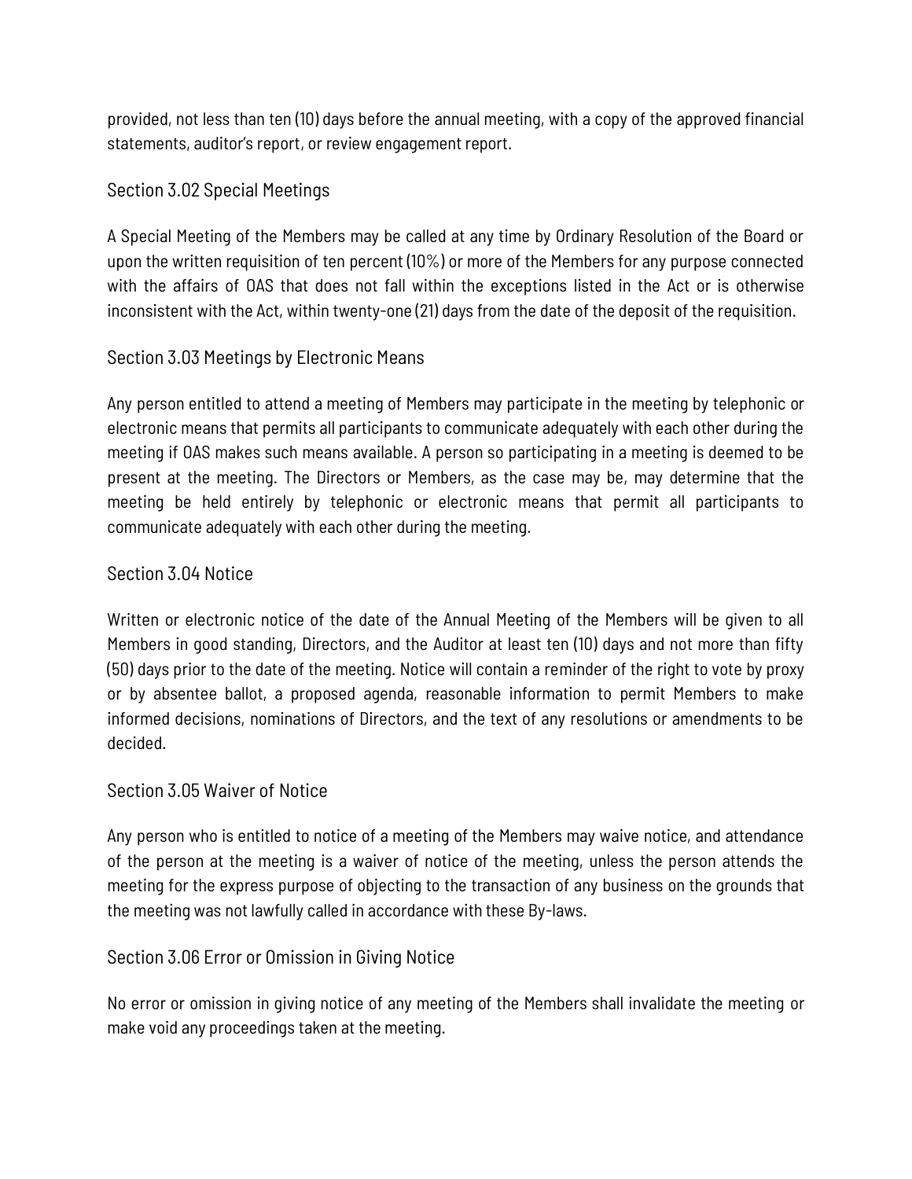provided, not less than ten (10) days before the annual meeting, with a copy of the approved financial statements, auditor's report, or review engagement report.

### Section 3.02 Special Meetings

A Special Meeting of the Members may be called at any time by Ordinary Resolution of the Board or upon the written requisition of ten percent (10%) or more of the Members for any purpose connected with the affairs of OAS that does not fall within the exceptions listed in the Act or is otherwise inconsistent with the Act, within twenty-one (21) days from the date of the deposit of the requisition.

### Section 3.03 Meetings by Electronic Means

Any person entitled to attend a meeting of Members may participate in the meeting by telephonic or electronic means that permits all participants to communicate adequately with each other during the meeting if OAS makes such means available. A person so participating in a meeting is deemed to be present at the meeting. The Directors or Members, as the case may be, may determine that the meeting be held entirely by telephonic or electronic means that permit all participants to communicate adequately with each other during the meeting.

### Section 3.04 Notice

Written or electronic notice of the date of the Annual Meeting of the Members will be given to all Members in good standing, Directors, and the Auditor at least ten (10) days and not more than fifty (50) days prior to the date of the meeting. Notice will contain a reminder of the right to vote by proxy or by absentee ballot, a proposed agenda, reasonable information to permit Members to make informed decisions, nominations of Directors, and the text of any resolutions or amendments to be decided.

### Section 3.05 Waiver of Notice

Any person who is entitled to notice of a meeting of the Members may waive notice, and attendance of the person at the meeting is a waiver of notice of the meeting, unless the person attends the meeting for the express purpose of objecting to the transaction of any business on the grounds that the meeting was not lawfully called in accordance with these By-laws.

### Section 3.06 Error or Omission in Giving Notice

No error or omission in giving notice of any meeting of the Members shall invalidate the meeting or make void any proceedings taken at the meeting.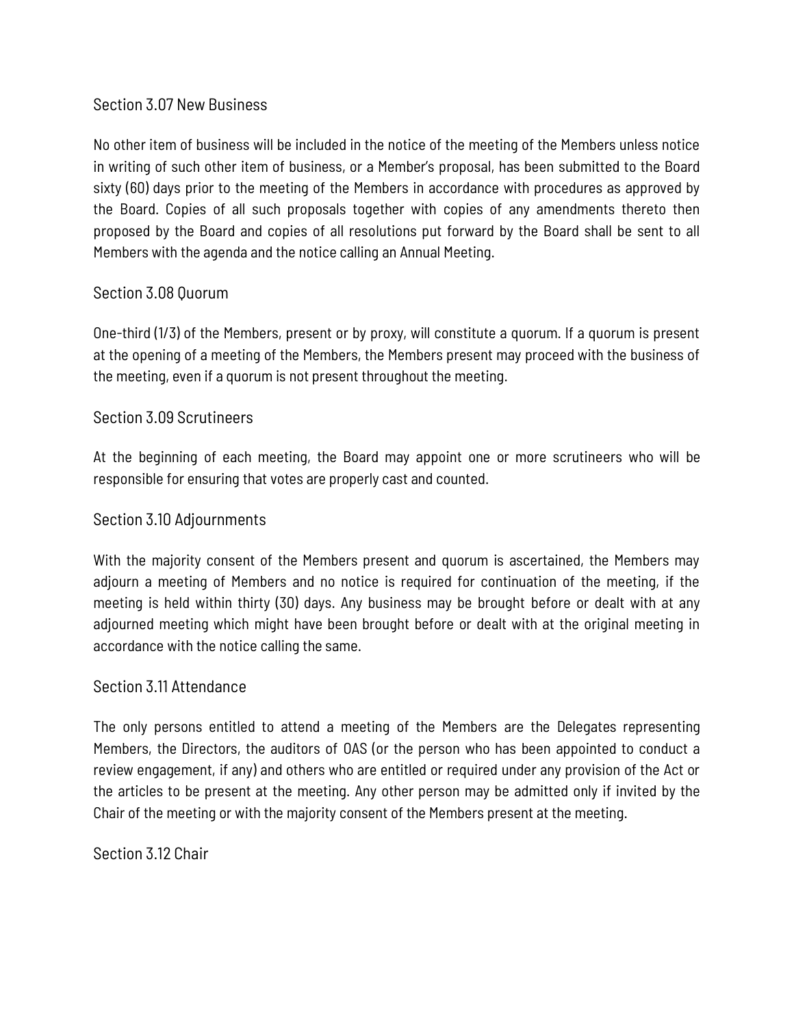### Section 3.07 New Business

No other item of business will be included in the notice of the meeting of the Members unless notice in writing of such other item of business, or a Member's proposal, has been submitted to the Board sixty (60) days prior to the meeting of the Members in accordance with procedures as approved by the Board. Copies of all such proposals together with copies of any amendments thereto then proposed by the Board and copies of all resolutions put forward by the Board shall be sent to all Members with the agenda and the notice calling an Annual Meeting.

### Section 3.08 Quorum

One-third (1/3) of the Members, present or by proxy, will constitute a quorum. If a quorum is present at the opening of a meeting of the Members, the Members present may proceed with the business of the meeting, even if a quorum is not present throughout the meeting.

### Section 3.09 Scrutineers

At the beginning of each meeting, the Board may appoint one or more scrutineers who will be responsible for ensuring that votes are properly cast and counted.

### Section 3.10 Adjournments

With the majority consent of the Members present and quorum is ascertained, the Members may adjourn a meeting of Members and no notice is required for continuation of the meeting, if the meeting is held within thirty (30) days. Any business may be brought before or dealt with at any adjourned meeting which might have been brought before or dealt with at the original meeting in accordance with the notice calling the same.

### Section 3.11 Attendance

The only persons entitled to attend a meeting of the Members are the Delegates representing Members, the Directors, the auditors of OAS (or the person who has been appointed to conduct a review engagement, if any) and others who are entitled or required under any provision of the Act or the articles to be present at the meeting. Any other person may be admitted only if invited by the Chair of the meeting or with the majority consent of the Members present at the meeting.

### Section 3.12 Chair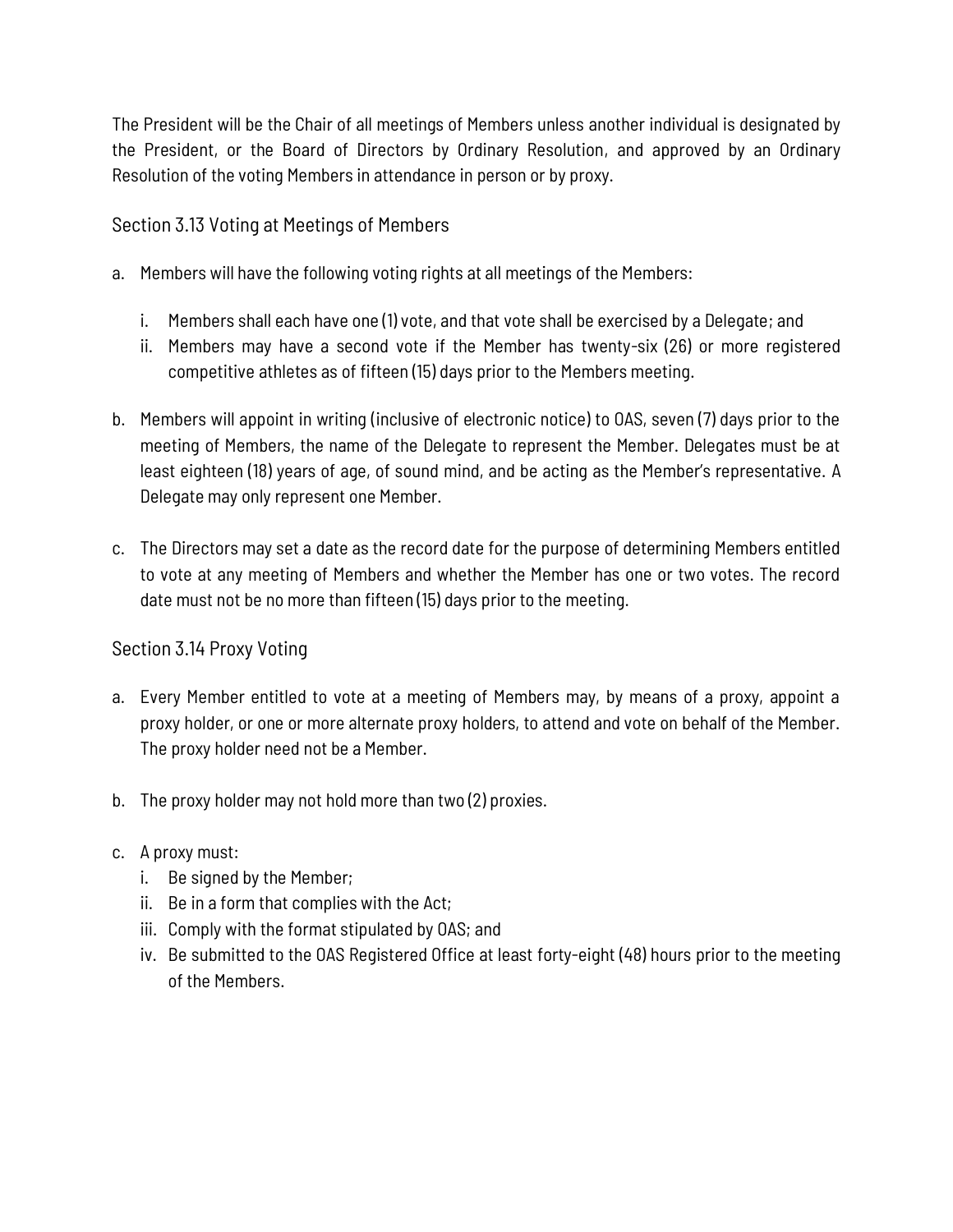The President will be the Chair of all meetings of Members unless another individual is designated by the President, or the Board of Directors by Ordinary Resolution, and approved by an Ordinary Resolution of the voting Members in attendance in person or by proxy.

### Section 3.13 Voting at Meetings of Members

a. Members will have the following voting rights at all meetings of the Members:

   i. Members shall each have one (1) vote, and that vote shall be exercised by a Delegate; and
   ii. Members may have a second vote if the Member has twenty-six (26) or more registered competitive athletes as of fifteen (15) days prior to the Members meeting.

b. Members will appoint in writing (inclusive of electronic notice) to OAS, seven (7) days prior to the meeting of Members, the name of the Delegate to represent the Member. Delegates must be at least eighteen (18) years of age, of sound mind, and be acting as the Member's representative. A Delegate may only represent one Member.

c. The Directors may set a date as the record date for the purpose of determining Members entitled to vote at any meeting of Members and whether the Member has one or two votes. The record date must not be no more than fifteen (15) days prior to the meeting.

### Section 3.14 Proxy Voting

a. Every Member entitled to vote at a meeting of Members may, by means of a proxy, appoint a proxy holder, or one or more alternate proxy holders, to attend and vote on behalf of the Member. The proxy holder need not be a Member.

b. The proxy holder may not hold more than two (2) proxies.

c. A proxy must:
   i. Be signed by the Member;
   ii. Be in a form that complies with the Act;
   iii. Comply with the format stipulated by OAS; and
   iv. Be submitted to the OAS Registered Office at least forty-eight (48) hours prior to the meeting of the Members.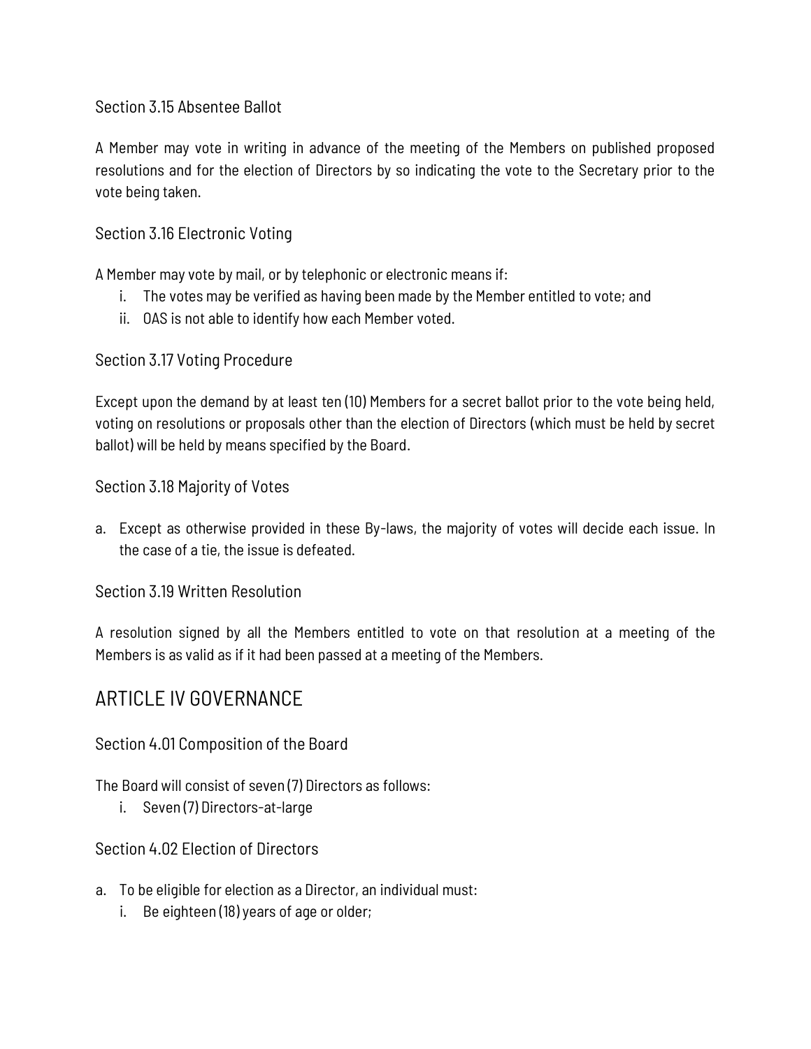### Section 3.15 Absentee Ballot

A Member may vote in writing in advance of the meeting of the Members on published proposed resolutions and for the election of Directors by so indicating the vote to the Secretary prior to the vote being taken.

### Section 3.16 Electronic Voting

A Member may vote by mail, or by telephonic or electronic means if:

i. The votes may be verified as having been made by the Member entitled to vote; and
ii. OAS is not able to identify how each Member voted.

### Section 3.17 Voting Procedure

Except upon the demand by at least ten (10) Members for a secret ballot prior to the vote being held, voting on resolutions or proposals other than the election of Directors (which must be held by secret ballot) will be held by means specified by the Board.

### Section 3.18 Majority of Votes

a. Except as otherwise provided in these By-laws, the majority of votes will decide each issue. In the case of a tie, the issue is defeated.

### Section 3.19 Written Resolution

A resolution signed by all the Members entitled to vote on that resolution at a meeting of the Members is as valid as if it had been passed at a meeting of the Members.

## ARTICLE IV GOVERNANCE

### Section 4.01 Composition of the Board

The Board will consist of seven (7) Directors as follows:

i. Seven (7) Directors-at-large

### Section 4.02 Election of Directors

a. To be eligible for election as a Director, an individual must:
   i. Be eighteen (18) years of age or older;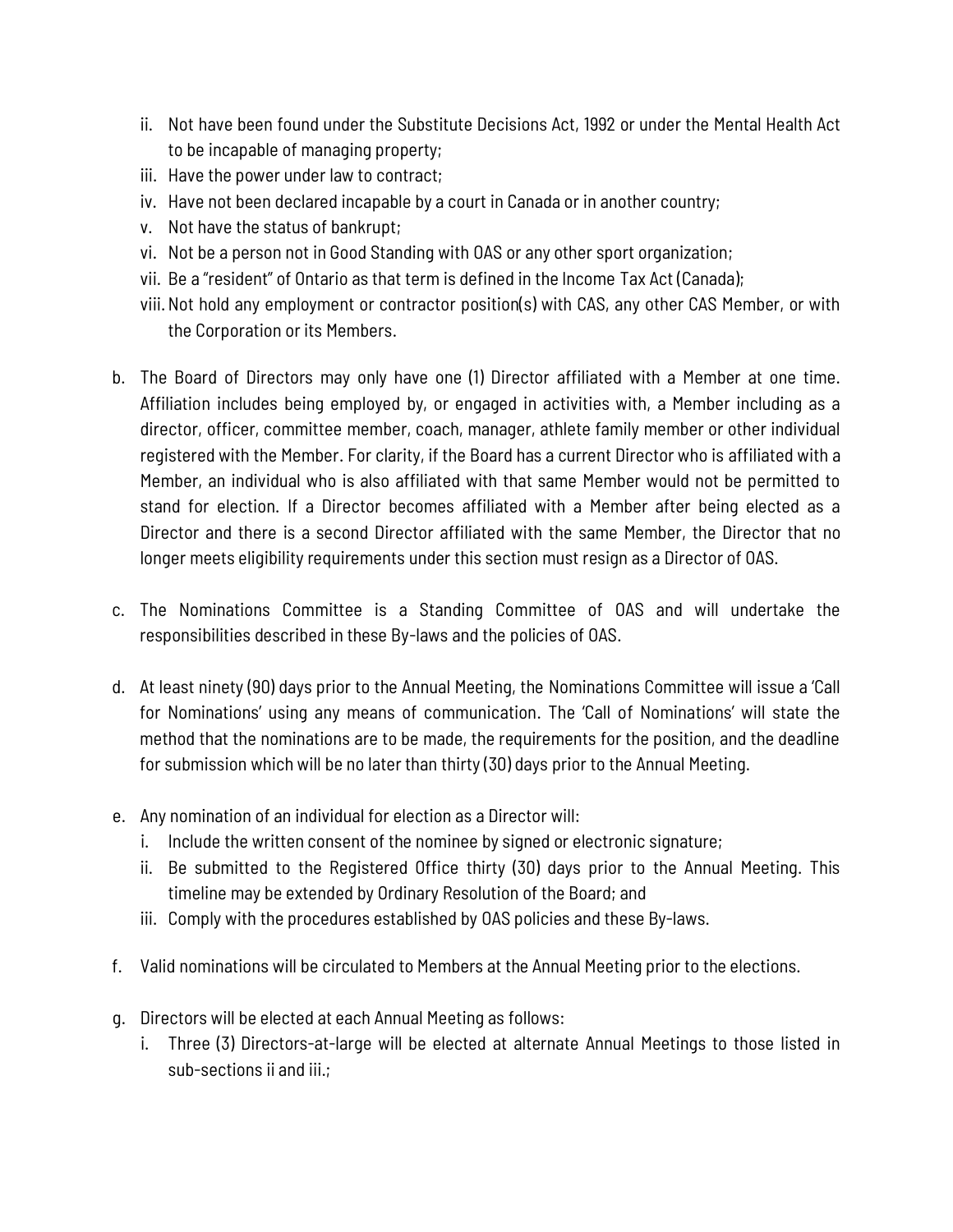ii. Not have been found under the Substitute Decisions Act, 1992 or under the Mental Health Act to be incapable of managing property;
   iii. Have the power under law to contract;
   iv. Have not been declared incapable by a court in Canada or in another country;
   v. Not have the status of bankrupt;
   vi. Not be a person not in Good Standing with OAS or any other sport organization;
   vii. Be a "resident" of Ontario as that term is defined in the Income Tax Act (Canada);
   viii. Not hold any employment or contractor position(s) with CAS, any other CAS Member, or with the Corporation or its Members.

b. The Board of Directors may only have one (1) Director affiliated with a Member at one time. Affiliation includes being employed by, or engaged in activities with, a Member including as a director, officer, committee member, coach, manager, athlete family member or other individual registered with the Member. For clarity, if the Board has a current Director who is affiliated with a Member, an individual who is also affiliated with that same Member would not be permitted to stand for election. If a Director becomes affiliated with a Member after being elected as a Director and there is a second Director affiliated with the same Member, the Director that no longer meets eligibility requirements under this section must resign as a Director of OAS.

c. The Nominations Committee is a Standing Committee of OAS and will undertake the responsibilities described in these By-laws and the policies of OAS.

d. At least ninety (90) days prior to the Annual Meeting, the Nominations Committee will issue a 'Call for Nominations' using any means of communication. The 'Call of Nominations' will state the method that the nominations are to be made, the requirements for the position, and the deadline for submission which will be no later than thirty (30) days prior to the Annual Meeting.

e. Any nomination of an individual for election as a Director will:
   i. Include the written consent of the nominee by signed or electronic signature;
   ii. Be submitted to the Registered Office thirty (30) days prior to the Annual Meeting. This timeline may be extended by Ordinary Resolution of the Board; and
   iii. Comply with the procedures established by OAS policies and these By-laws.

f. Valid nominations will be circulated to Members at the Annual Meeting prior to the elections.

g. Directors will be elected at each Annual Meeting as follows:
   i. Three (3) Directors-at-large will be elected at alternate Annual Meetings to those listed in sub-sections ii and iii.;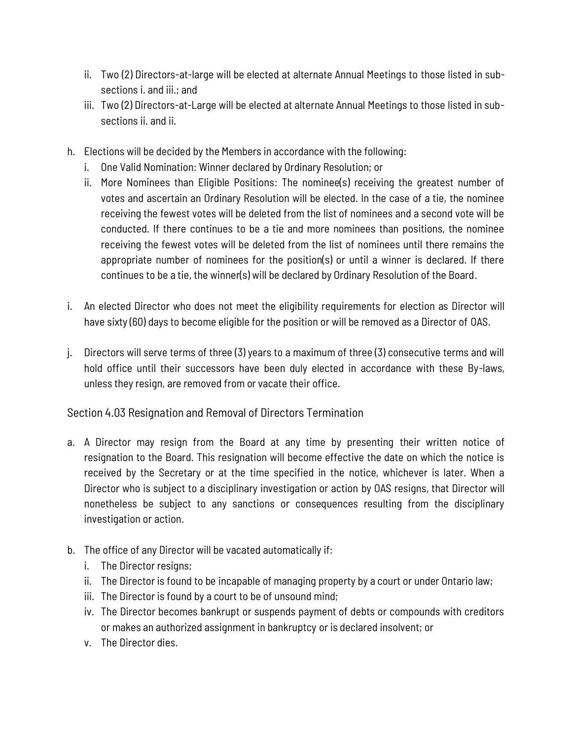ii. Two (2) Directors-at-large will be elected at alternate Annual Meetings to those listed in sub-sections i. and iii.; and
   iii. Two (2) Directors-at-Large will be elected at alternate Annual Meetings to those listed in sub-sections ii. and ii.

h. Elections will be decided by the Members in accordance with the following:
   i. One Valid Nomination: Winner declared by Ordinary Resolution; or
   ii. More Nominees than Eligible Positions: The nominee(s) receiving the greatest number of votes and ascertain an Ordinary Resolution will be elected. In the case of a tie, the nominee receiving the fewest votes will be deleted from the list of nominees and a second vote will be conducted. If there continues to be a tie and more nominees than positions, the nominee receiving the fewest votes will be deleted from the list of nominees until there remains the appropriate number of nominees for the position(s) or until a winner is declared. If there continues to be a tie, the winner(s) will be declared by Ordinary Resolution of the Board.

i. An elected Director who does not meet the eligibility requirements for election as Director will have sixty (60) days to become eligible for the position or will be removed as a Director of OAS.

j. Directors will serve terms of three (3) years to a maximum of three (3) consecutive terms and will hold office until their successors have been duly elected in accordance with these By-laws, unless they resign, are removed from or vacate their office.

### Section 4.03 Resignation and Removal of Directors Termination

a. A Director may resign from the Board at any time by presenting their written notice of resignation to the Board. This resignation will become effective the date on which the notice is received by the Secretary or at the time specified in the notice, whichever is later. When a Director who is subject to a disciplinary investigation or action by OAS resigns, that Director will nonetheless be subject to any sanctions or consequences resulting from the disciplinary investigation or action.

b. The office of any Director will be vacated automatically if:
   i. The Director resigns;
   ii. The Director is found to be incapable of managing property by a court or under Ontario law;
   iii. The Director is found by a court to be of unsound mind;
   iv. The Director becomes bankrupt or suspends payment of debts or compounds with creditors or makes an authorized assignment in bankruptcy or is declared insolvent; or
   v. The Director dies.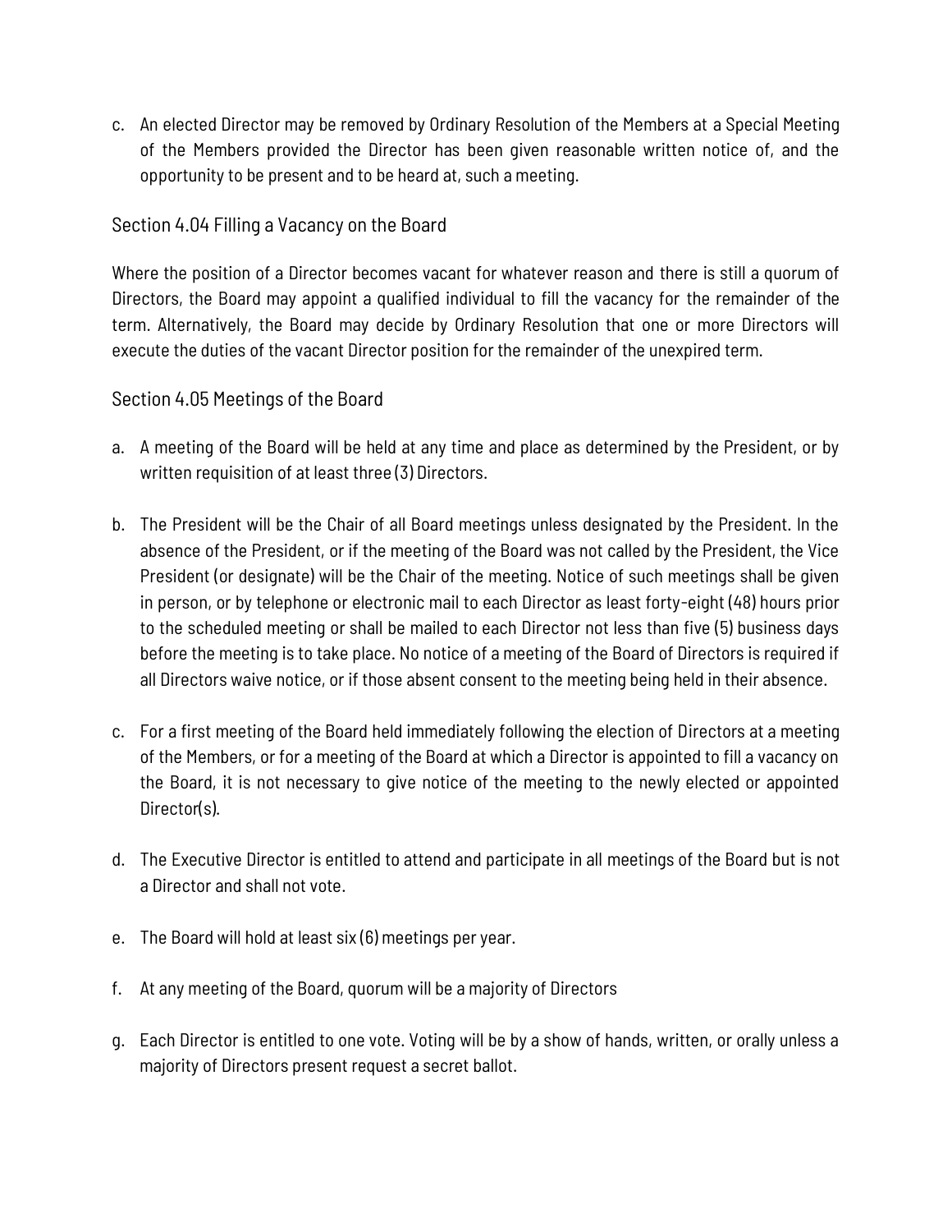c. An elected Director may be removed by Ordinary Resolution of the Members at a Special Meeting of the Members provided the Director has been given reasonable written notice of, and the opportunity to be present and to be heard at, such a meeting.

## Section 4.04 Filling a Vacancy on the Board

Where the position of a Director becomes vacant for whatever reason and there is still a quorum of Directors, the Board may appoint a qualified individual to fill the vacancy for the remainder of the term. Alternatively, the Board may decide by Ordinary Resolution that one or more Directors will execute the duties of the vacant Director position for the remainder of the unexpired term.

## Section 4.05 Meetings of the Board

a. A meeting of the Board will be held at any time and place as determined by the President, or by written requisition of at least three (3) Directors.

b. The President will be the Chair of all Board meetings unless designated by the President. In the absence of the President, or if the meeting of the Board was not called by the President, the Vice President (or designate) will be the Chair of the meeting. Notice of such meetings shall be given in person, or by telephone or electronic mail to each Director as least forty-eight (48) hours prior to the scheduled meeting or shall be mailed to each Director not less than five (5) business days before the meeting is to take place. No notice of a meeting of the Board of Directors is required if all Directors waive notice, or if those absent consent to the meeting being held in their absence.

c. For a first meeting of the Board held immediately following the election of Directors at a meeting of the Members, or for a meeting of the Board at which a Director is appointed to fill a vacancy on the Board, it is not necessary to give notice of the meeting to the newly elected or appointed Director(s).

d. The Executive Director is entitled to attend and participate in all meetings of the Board but is not a Director and shall not vote.

e. The Board will hold at least six (6) meetings per year.

f. At any meeting of the Board, quorum will be a majority of Directors

g. Each Director is entitled to one vote. Voting will be by a show of hands, written, or orally unless a majority of Directors present request a secret ballot.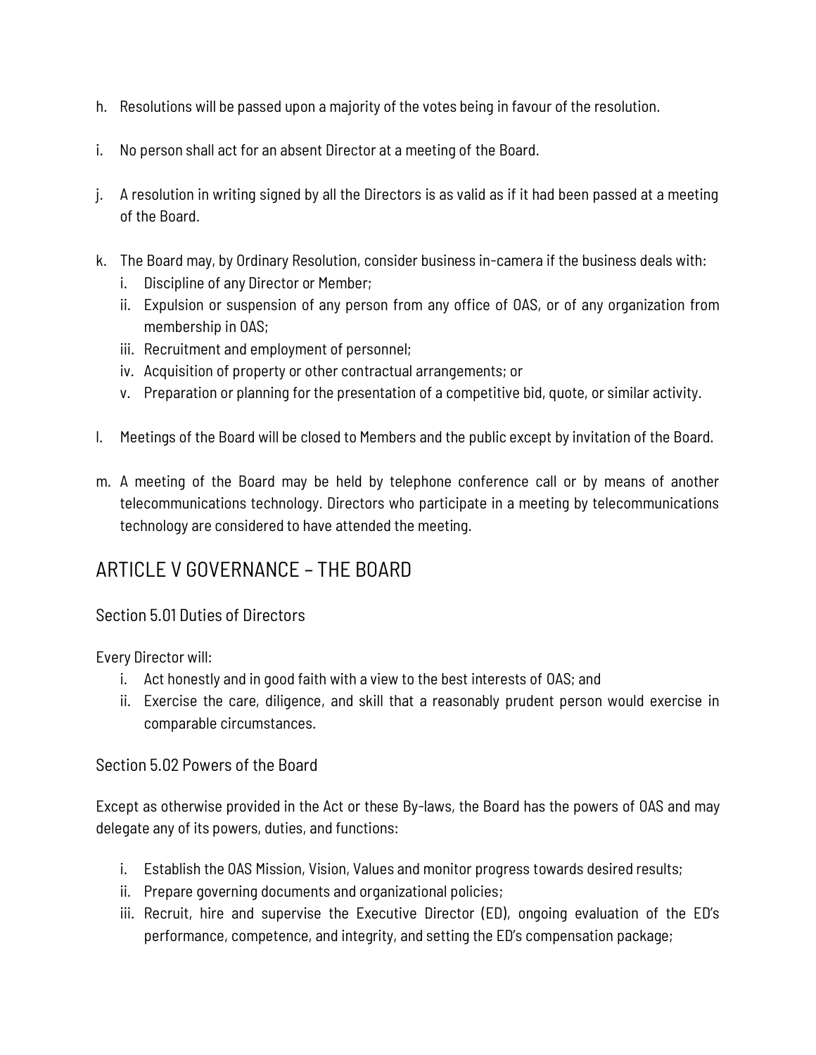h. Resolutions will be passed upon a majority of the votes being in favour of the resolution.

i. No person shall act for an absent Director at a meeting of the Board.

j. A resolution in writing signed by all the Directors is as valid as if it had been passed at a meeting of the Board.

k. The Board may, by Ordinary Resolution, consider business in-camera if the business deals with:
   i. Discipline of any Director or Member;
   ii. Expulsion or suspension of any person from any office of OAS, or of any organization from membership in OAS;
   iii. Recruitment and employment of personnel;
   iv. Acquisition of property or other contractual arrangements; or
   v. Preparation or planning for the presentation of a competitive bid, quote, or similar activity.

l. Meetings of the Board will be closed to Members and the public except by invitation of the Board.

m. A meeting of the Board may be held by telephone conference call or by means of another telecommunications technology. Directors who participate in a meeting by telecommunications technology are considered to have attended the meeting.

## ARTICLE V GOVERNANCE – THE BOARD

### Section 5.01 Duties of Directors

Every Director will:

i. Act honestly and in good faith with a view to the best interests of OAS; and
ii. Exercise the care, diligence, and skill that a reasonably prudent person would exercise in comparable circumstances.

### Section 5.02 Powers of the Board

Except as otherwise provided in the Act or these By-laws, the Board has the powers of OAS and may delegate any of its powers, duties, and functions:

i. Establish the OAS Mission, Vision, Values and monitor progress towards desired results;
ii. Prepare governing documents and organizational policies;
iii. Recruit, hire and supervise the Executive Director (ED), ongoing evaluation of the ED's performance, competence, and integrity, and setting the ED's compensation package;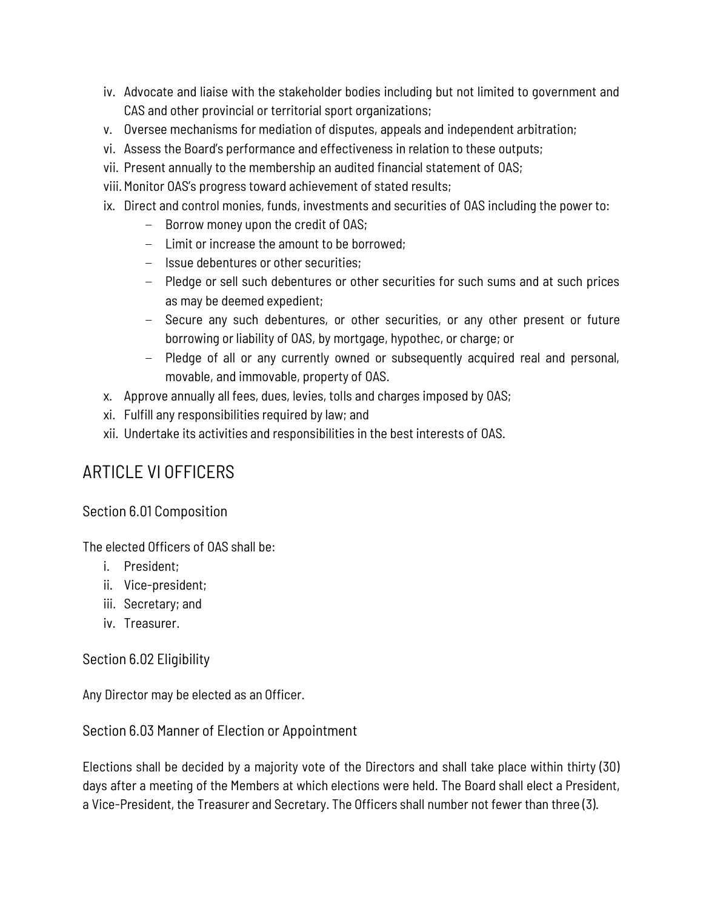iv. Advocate and liaise with the stakeholder bodies including but not limited to government and CAS and other provincial or territorial sport organizations;
v. Oversee mechanisms for mediation of disputes, appeals and independent arbitration;
vi. Assess the Board's performance and effectiveness in relation to these outputs;
vii. Present annually to the membership an audited financial statement of OAS;
viii. Monitor OAS's progress toward achievement of stated results;
ix. Direct and control monies, funds, investments and securities of OAS including the power to:
   - Borrow money upon the credit of OAS;
   - Limit or increase the amount to be borrowed;
   - Issue debentures or other securities;
   - Pledge or sell such debentures or other securities for such sums and at such prices as may be deemed expedient;
   - Secure any such debentures, or other securities, or any other present or future borrowing or liability of OAS, by mortgage, hypothec, or charge; or
   - Pledge of all or any currently owned or subsequently acquired real and personal, movable, and immovable, property of OAS.
x. Approve annually all fees, dues, levies, tolls and charges imposed by OAS;
xi. Fulfill any responsibilities required by law; and
xii. Undertake its activities and responsibilities in the best interests of OAS.

# ARTICLE VI OFFICERS

## Section 6.01 Composition

The elected Officers of OAS shall be:

i. President;
ii. Vice-president;
iii. Secretary; and
iv. Treasurer.

## Section 6.02 Eligibility

Any Director may be elected as an Officer.

## Section 6.03 Manner of Election or Appointment

Elections shall be decided by a majority vote of the Directors and shall take place within thirty (30) days after a meeting of the Members at which elections were held. The Board shall elect a President, a Vice-President, the Treasurer and Secretary. The Officers shall number not fewer than three (3).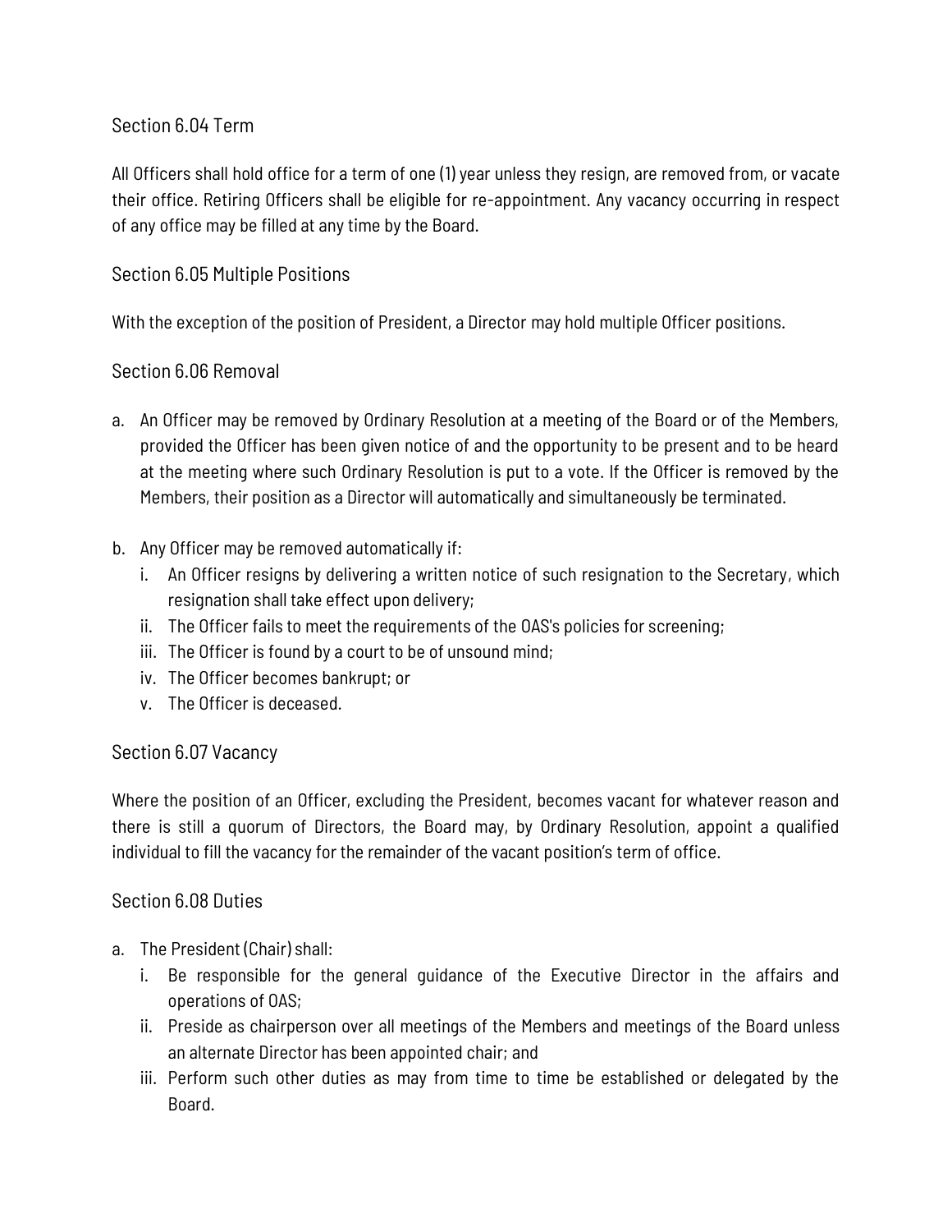### Section 6.04 Term

All Officers shall hold office for a term of one (1) year unless they resign, are removed from, or vacate their office. Retiring Officers shall be eligible for re-appointment. Any vacancy occurring in respect of any office may be filled at any time by the Board.

### Section 6.05 Multiple Positions

With the exception of the position of President, a Director may hold multiple Officer positions.

### Section 6.06 Removal

a. An Officer may be removed by Ordinary Resolution at a meeting of the Board or of the Members, provided the Officer has been given notice of and the opportunity to be present and to be heard at the meeting where such Ordinary Resolution is put to a vote. If the Officer is removed by the Members, their position as a Director will automatically and simultaneously be terminated.

b. Any Officer may be removed automatically if:
   i. An Officer resigns by delivering a written notice of such resignation to the Secretary, which resignation shall take effect upon delivery;
   ii. The Officer fails to meet the requirements of the OAS's policies for screening;
   iii. The Officer is found by a court to be of unsound mind;
   iv. The Officer becomes bankrupt; or
   v. The Officer is deceased.

### Section 6.07 Vacancy

Where the position of an Officer, excluding the President, becomes vacant for whatever reason and there is still a quorum of Directors, the Board may, by Ordinary Resolution, appoint a qualified individual to fill the vacancy for the remainder of the vacant position's term of office.

### Section 6.08 Duties

a. The President (Chair) shall:
   i. Be responsible for the general guidance of the Executive Director in the affairs and operations of OAS;
   ii. Preside as chairperson over all meetings of the Members and meetings of the Board unless an alternate Director has been appointed chair; and
   iii. Perform such other duties as may from time to time be established or delegated by the Board.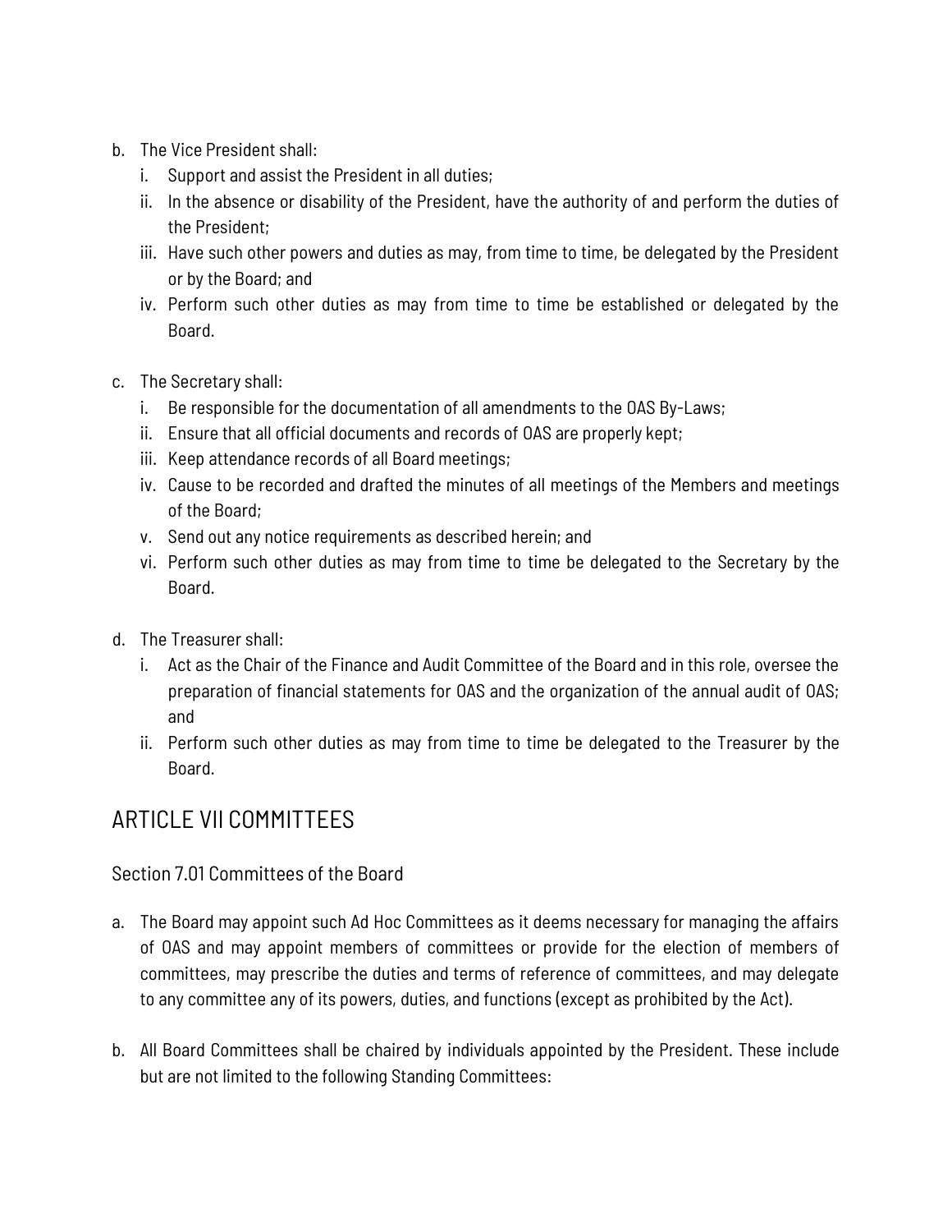b. The Vice President shall:
   i. Support and assist the President in all duties;
   ii. In the absence or disability of the President, have the authority of and perform the duties of the President;
   iii. Have such other powers and duties as may, from time to time, be delegated by the President or by the Board; and
   iv. Perform such other duties as may from time to time be established or delegated by the Board.

c. The Secretary shall:
   i. Be responsible for the documentation of all amendments to the OAS By-Laws;
   ii. Ensure that all official documents and records of OAS are properly kept;
   iii. Keep attendance records of all Board meetings;
   iv. Cause to be recorded and drafted the minutes of all meetings of the Members and meetings of the Board;
   v. Send out any notice requirements as described herein; and
   vi. Perform such other duties as may from time to time be delegated to the Secretary by the Board.

d. The Treasurer shall:
   i. Act as the Chair of the Finance and Audit Committee of the Board and in this role, oversee the preparation of financial statements for OAS and the organization of the annual audit of OAS; and
   ii. Perform such other duties as may from time to time be delegated to the Treasurer by the Board.

# ARTICLE VII COMMITTEES

## Section 7.01 Committees of the Board

a. The Board may appoint such Ad Hoc Committees as it deems necessary for managing the affairs of OAS and may appoint members of committees or provide for the election of members of committees, may prescribe the duties and terms of reference of committees, and may delegate to any committee any of its powers, duties, and functions (except as prohibited by the Act).

b. All Board Committees shall be chaired by individuals appointed by the President. These include but are not limited to the following Standing Committees: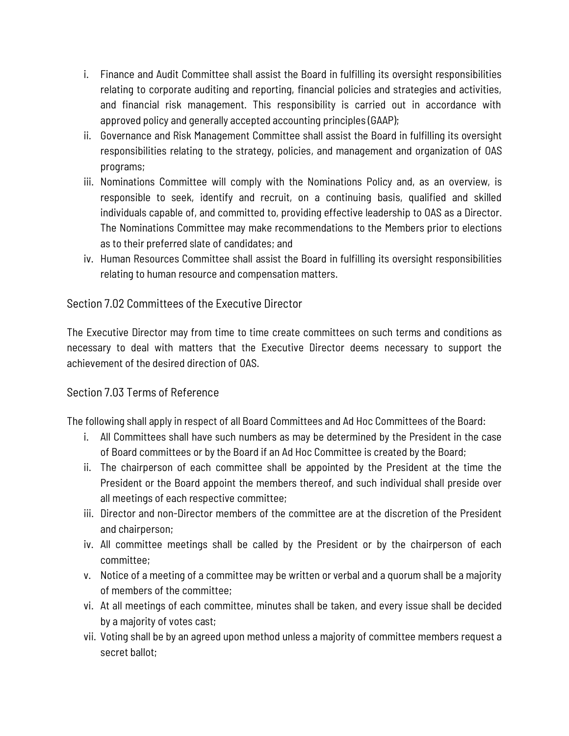i. Finance and Audit Committee shall assist the Board in fulfilling its oversight responsibilities relating to corporate auditing and reporting, financial policies and strategies and activities, and financial risk management. This responsibility is carried out in accordance with approved policy and generally accepted accounting principles (GAAP);
ii. Governance and Risk Management Committee shall assist the Board in fulfilling its oversight responsibilities relating to the strategy, policies, and management and organization of OAS programs;
iii. Nominations Committee will comply with the Nominations Policy and, as an overview, is responsible to seek, identify and recruit, on a continuing basis, qualified and skilled individuals capable of, and committed to, providing effective leadership to OAS as a Director. The Nominations Committee may make recommendations to the Members prior to elections as to their preferred slate of candidates; and
iv. Human Resources Committee shall assist the Board in fulfilling its oversight responsibilities relating to human resource and compensation matters.

### Section 7.02 Committees of the Executive Director

The Executive Director may from time to time create committees on such terms and conditions as necessary to deal with matters that the Executive Director deems necessary to support the achievement of the desired direction of OAS.

### Section 7.03 Terms of Reference

The following shall apply in respect of all Board Committees and Ad Hoc Committees of the Board:

i. All Committees shall have such numbers as may be determined by the President in the case of Board committees or by the Board if an Ad Hoc Committee is created by the Board;
ii. The chairperson of each committee shall be appointed by the President at the time the President or the Board appoint the members thereof, and such individual shall preside over all meetings of each respective committee;
iii. Director and non-Director members of the committee are at the discretion of the President and chairperson;
iv. All committee meetings shall be called by the President or by the chairperson of each committee;
v. Notice of a meeting of a committee may be written or verbal and a quorum shall be a majority of members of the committee;
vi. At all meetings of each committee, minutes shall be taken, and every issue shall be decided by a majority of votes cast;
vii. Voting shall be by an agreed upon method unless a majority of committee members request a secret ballot;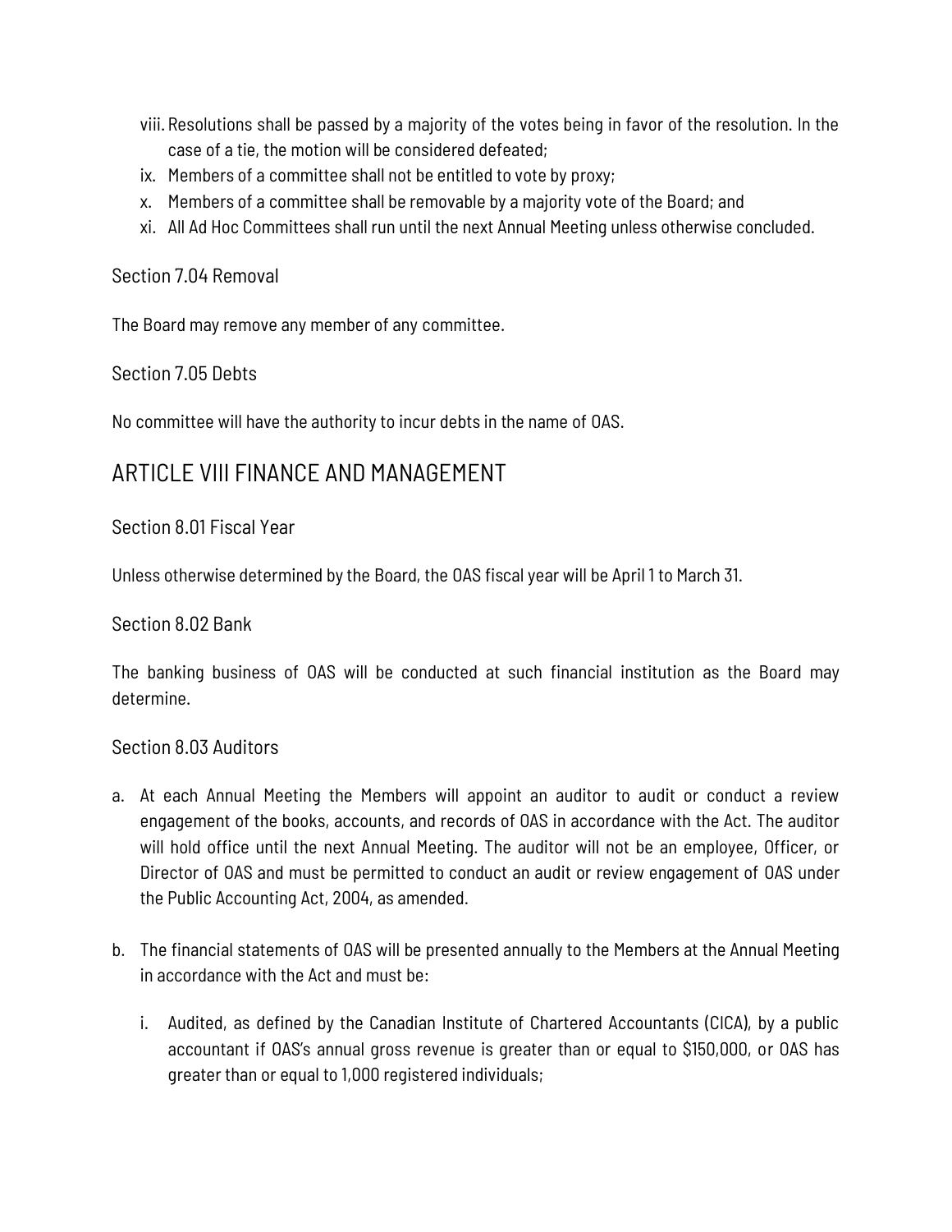viii. Resolutions shall be passed by a majority of the votes being in favor of the resolution. In the case of a tie, the motion will be considered defeated;
ix. Members of a committee shall not be entitled to vote by proxy;
x. Members of a committee shall be removable by a majority vote of the Board; and
xi. All Ad Hoc Committees shall run until the next Annual Meeting unless otherwise concluded.

### Section 7.04 Removal

The Board may remove any member of any committee.

### Section 7.05 Debts

No committee will have the authority to incur debts in the name of OAS.

## ARTICLE VIII FINANCE AND MANAGEMENT

### Section 8.01 Fiscal Year

Unless otherwise determined by the Board, the OAS fiscal year will be April 1 to March 31.

### Section 8.02 Bank

The banking business of OAS will be conducted at such financial institution as the Board may determine.

### Section 8.03 Auditors

a. At each Annual Meeting the Members will appoint an auditor to audit or conduct a review engagement of the books, accounts, and records of OAS in accordance with the Act. The auditor will hold office until the next Annual Meeting. The auditor will not be an employee, Officer, or Director of OAS and must be permitted to conduct an audit or review engagement of OAS under the Public Accounting Act, 2004, as amended.

b. The financial statements of OAS will be presented annually to the Members at the Annual Meeting in accordance with the Act and must be:

   i. Audited, as defined by the Canadian Institute of Chartered Accountants (CICA), by a public accountant if OAS's annual gross revenue is greater than or equal to $150,000, or OAS has greater than or equal to 1,000 registered individuals;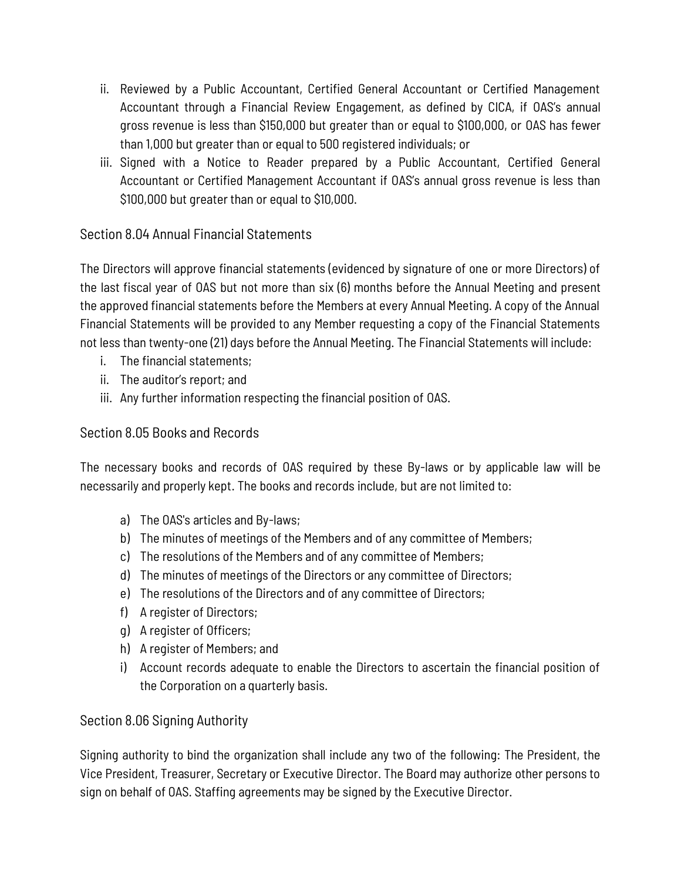ii. Reviewed by a Public Accountant, Certified General Accountant or Certified Management Accountant through a Financial Review Engagement, as defined by CICA, if OAS's annual gross revenue is less than $150,000 but greater than or equal to $100,000, or OAS has fewer than 1,000 but greater than or equal to 500 registered individuals; or
iii. Signed with a Notice to Reader prepared by a Public Accountant, Certified General Accountant or Certified Management Accountant if OAS's annual gross revenue is less than $100,000 but greater than or equal to $10,000.

### Section 8.04 Annual Financial Statements

The Directors will approve financial statements (evidenced by signature of one or more Directors) of the last fiscal year of OAS but not more than six (6) months before the Annual Meeting and present the approved financial statements before the Members at every Annual Meeting. A copy of the Annual Financial Statements will be provided to any Member requesting a copy of the Financial Statements not less than twenty-one (21) days before the Annual Meeting. The Financial Statements will include:

i. The financial statements;
ii. The auditor's report; and
iii. Any further information respecting the financial position of OAS.

### Section 8.05 Books and Records

The necessary books and records of OAS required by these By-laws or by applicable law will be necessarily and properly kept. The books and records include, but are not limited to:

a) The OAS's articles and By-laws;
b) The minutes of meetings of the Members and of any committee of Members;
c) The resolutions of the Members and of any committee of Members;
d) The minutes of meetings of the Directors or any committee of Directors;
e) The resolutions of the Directors and of any committee of Directors;
f) A register of Directors;
g) A register of Officers;
h) A register of Members; and
i) Account records adequate to enable the Directors to ascertain the financial position of the Corporation on a quarterly basis.

### Section 8.06 Signing Authority

Signing authority to bind the organization shall include any two of the following: The President, the Vice President, Treasurer, Secretary or Executive Director. The Board may authorize other persons to sign on behalf of OAS. Staffing agreements may be signed by the Executive Director.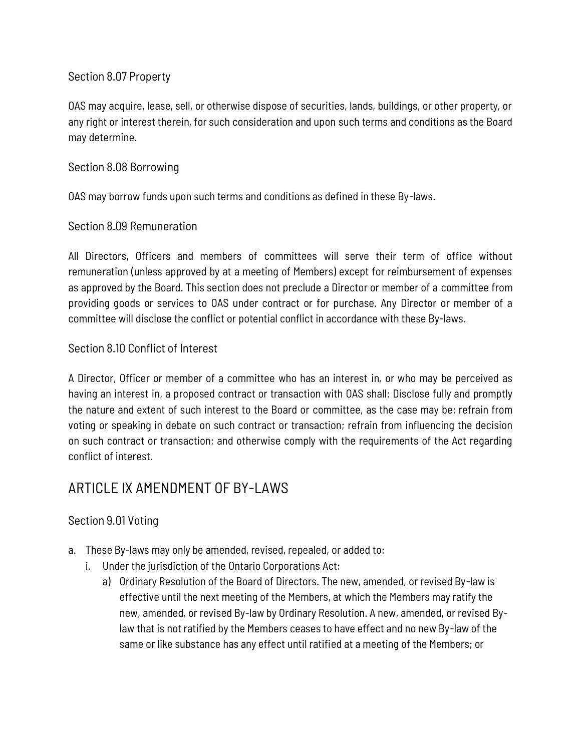### Section 8.07 Property

OAS may acquire, lease, sell, or otherwise dispose of securities, lands, buildings, or other property, or any right or interest therein, for such consideration and upon such terms and conditions as the Board may determine.

### Section 8.08 Borrowing

OAS may borrow funds upon such terms and conditions as defined in these By-laws.

### Section 8.09 Remuneration

All Directors, Officers and members of committees will serve their term of office without remuneration (unless approved by at a meeting of Members) except for reimbursement of expenses as approved by the Board. This section does not preclude a Director or member of a committee from providing goods or services to OAS under contract or for purchase. Any Director or member of a committee will disclose the conflict or potential conflict in accordance with these By-laws.

### Section 8.10 Conflict of Interest

A Director, Officer or member of a committee who has an interest in, or who may be perceived as having an interest in, a proposed contract or transaction with OAS shall: Disclose fully and promptly the nature and extent of such interest to the Board or committee, as the case may be; refrain from voting or speaking in debate on such contract or transaction; refrain from influencing the decision on such contract or transaction; and otherwise comply with the requirements of the Act regarding conflict of interest.

## ARTICLE IX AMENDMENT OF BY-LAWS

### Section 9.01 Voting

a. These By-laws may only be amended, revised, repealed, or added to:
   i. Under the jurisdiction of the Ontario Corporations Act:
      a) Ordinary Resolution of the Board of Directors. The new, amended, or revised By-law is effective until the next meeting of the Members, at which the Members may ratify the new, amended, or revised By-law by Ordinary Resolution. A new, amended, or revised By-law that is not ratified by the Members ceases to have effect and no new By-law of the same or like substance has any effect until ratified at a meeting of the Members; or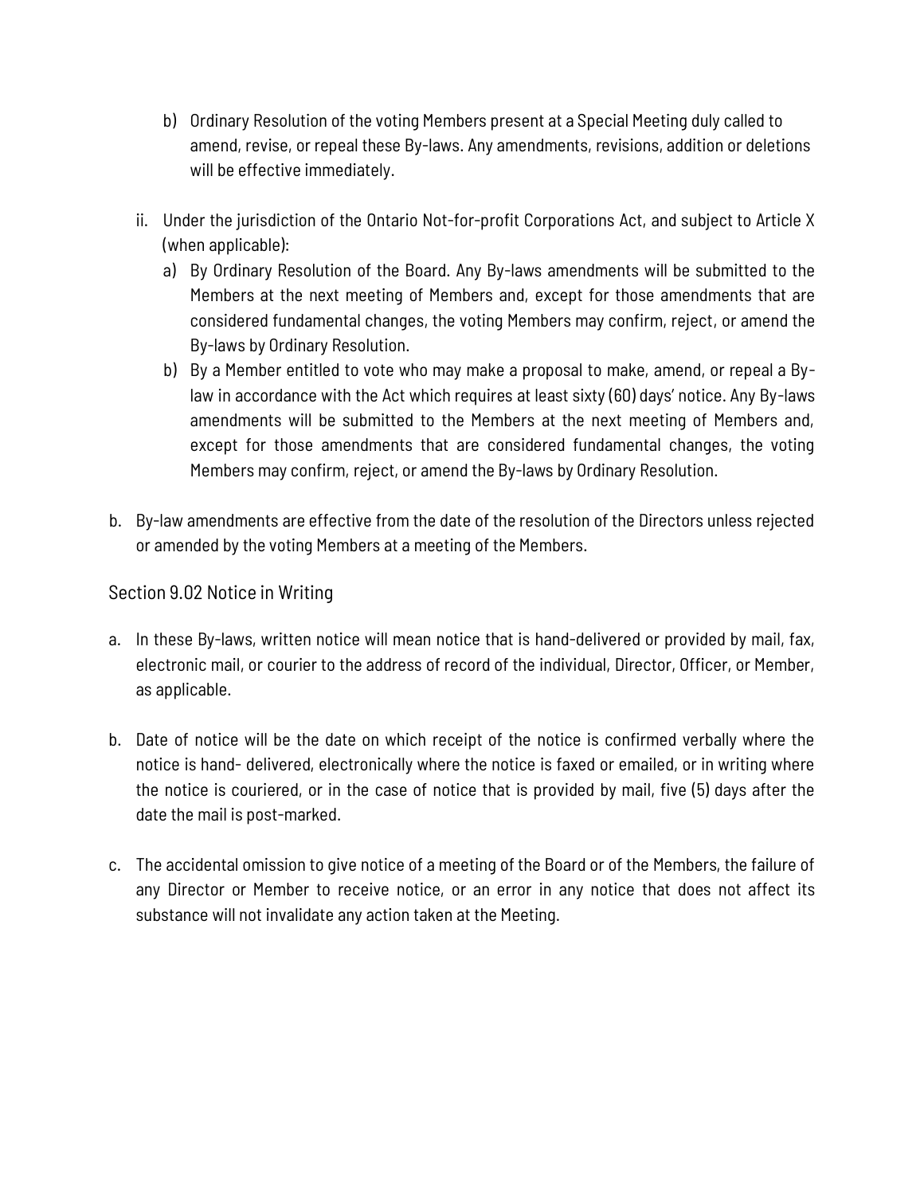b) Ordinary Resolution of the voting Members present at a Special Meeting duly called to amend, revise, or repeal these By-laws. Any amendments, revisions, addition or deletions will be effective immediately.

  ii. Under the jurisdiction of the Ontario Not-for-profit Corporations Act, and subject to Article X (when applicable):

    a) By Ordinary Resolution of the Board. Any By-laws amendments will be submitted to the Members at the next meeting of Members and, except for those amendments that are considered fundamental changes, the voting Members may confirm, reject, or amend the By-laws by Ordinary Resolution.
    b) By a Member entitled to vote who may make a proposal to make, amend, or repeal a By-law in accordance with the Act which requires at least sixty (60) days' notice. Any By-laws amendments will be submitted to the Members at the next meeting of Members and, except for those amendments that are considered fundamental changes, the voting Members may confirm, reject, or amend the By-laws by Ordinary Resolution.

b. By-law amendments are effective from the date of the resolution of the Directors unless rejected or amended by the voting Members at a meeting of the Members.

### Section 9.02 Notice in Writing

a. In these By-laws, written notice will mean notice that is hand-delivered or provided by mail, fax, electronic mail, or courier to the address of record of the individual, Director, Officer, or Member, as applicable.

b. Date of notice will be the date on which receipt of the notice is confirmed verbally where the notice is hand- delivered, electronically where the notice is faxed or emailed, or in writing where the notice is couriered, or in the case of notice that is provided by mail, five (5) days after the date the mail is post-marked.

c. The accidental omission to give notice of a meeting of the Board or of the Members, the failure of any Director or Member to receive notice, or an error in any notice that does not affect its substance will not invalidate any action taken at the Meeting.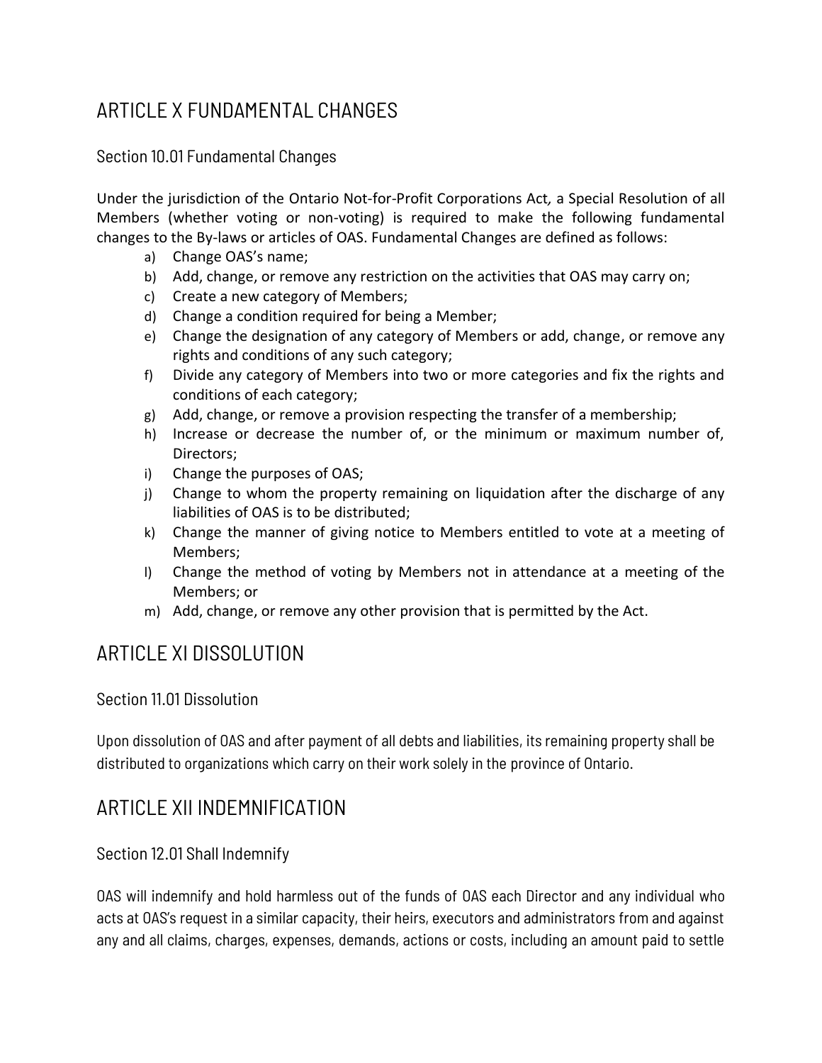## ARTICLE X FUNDAMENTAL CHANGES

### Section 10.01 Fundamental Changes

Under the jurisdiction of the Ontario Not-for-Profit Corporations Act*,* a Special Resolution of all Members (whether voting or non-voting) is required to make the following fundamental changes to the By-laws or articles of OAS. Fundamental Changes are defined as follows:

a) Change OAS's name;
b) Add, change, or remove any restriction on the activities that OAS may carry on;
c) Create a new category of Members;
d) Change a condition required for being a Member;
e) Change the designation of any category of Members or add, change, or remove any rights and conditions of any such category;
f) Divide any category of Members into two or more categories and fix the rights and conditions of each category;
g) Add, change, or remove a provision respecting the transfer of a membership;
h) Increase or decrease the number of, or the minimum or maximum number of, Directors;
i) Change the purposes of OAS;
j) Change to whom the property remaining on liquidation after the discharge of any liabilities of OAS is to be distributed;
k) Change the manner of giving notice to Members entitled to vote at a meeting of Members;
l) Change the method of voting by Members not in attendance at a meeting of the Members; or
m) Add, change, or remove any other provision that is permitted by the Act.

## ARTICLE XI DISSOLUTION

### Section 11.01 Dissolution

Upon dissolution of OAS and after payment of all debts and liabilities, its remaining property shall be distributed to organizations which carry on their work solely in the province of Ontario.

## ARTICLE XII INDEMNIFICATION

### Section 12.01 Shall Indemnify

OAS will indemnify and hold harmless out of the funds of OAS each Director and any individual who acts at OAS's request in a similar capacity, their heirs, executors and administrators from and against any and all claims, charges, expenses, demands, actions or costs, including an amount paid to settle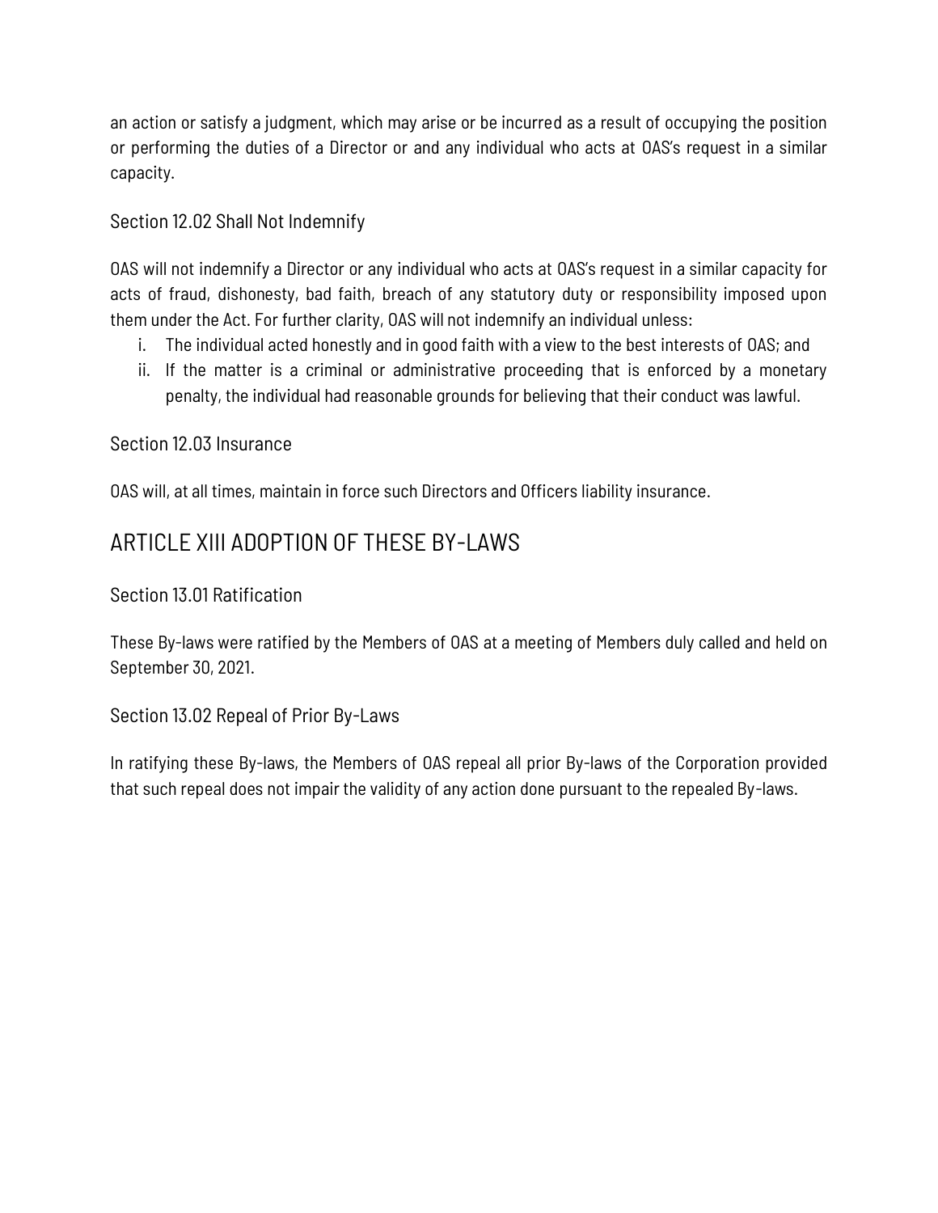an action or satisfy a judgment, which may arise or be incurred as a result of occupying the position or performing the duties of a Director or and any individual who acts at OAS's request in a similar capacity.

### Section 12.02 Shall Not Indemnify

OAS will not indemnify a Director or any individual who acts at OAS's request in a similar capacity for acts of fraud, dishonesty, bad faith, breach of any statutory duty or responsibility imposed upon them under the Act. For further clarity, OAS will not indemnify an individual unless:

i. The individual acted honestly and in good faith with a view to the best interests of OAS; and
ii. If the matter is a criminal or administrative proceeding that is enforced by a monetary penalty, the individual had reasonable grounds for believing that their conduct was lawful.

### Section 12.03 Insurance

OAS will, at all times, maintain in force such Directors and Officers liability insurance.

## ARTICLE XIII ADOPTION OF THESE BY-LAWS

### Section 13.01 Ratification

These By-laws were ratified by the Members of OAS at a meeting of Members duly called and held on September 30, 2021.

### Section 13.02 Repeal of Prior By-Laws

In ratifying these By-laws, the Members of OAS repeal all prior By-laws of the Corporation provided that such repeal does not impair the validity of any action done pursuant to the repealed By-laws.